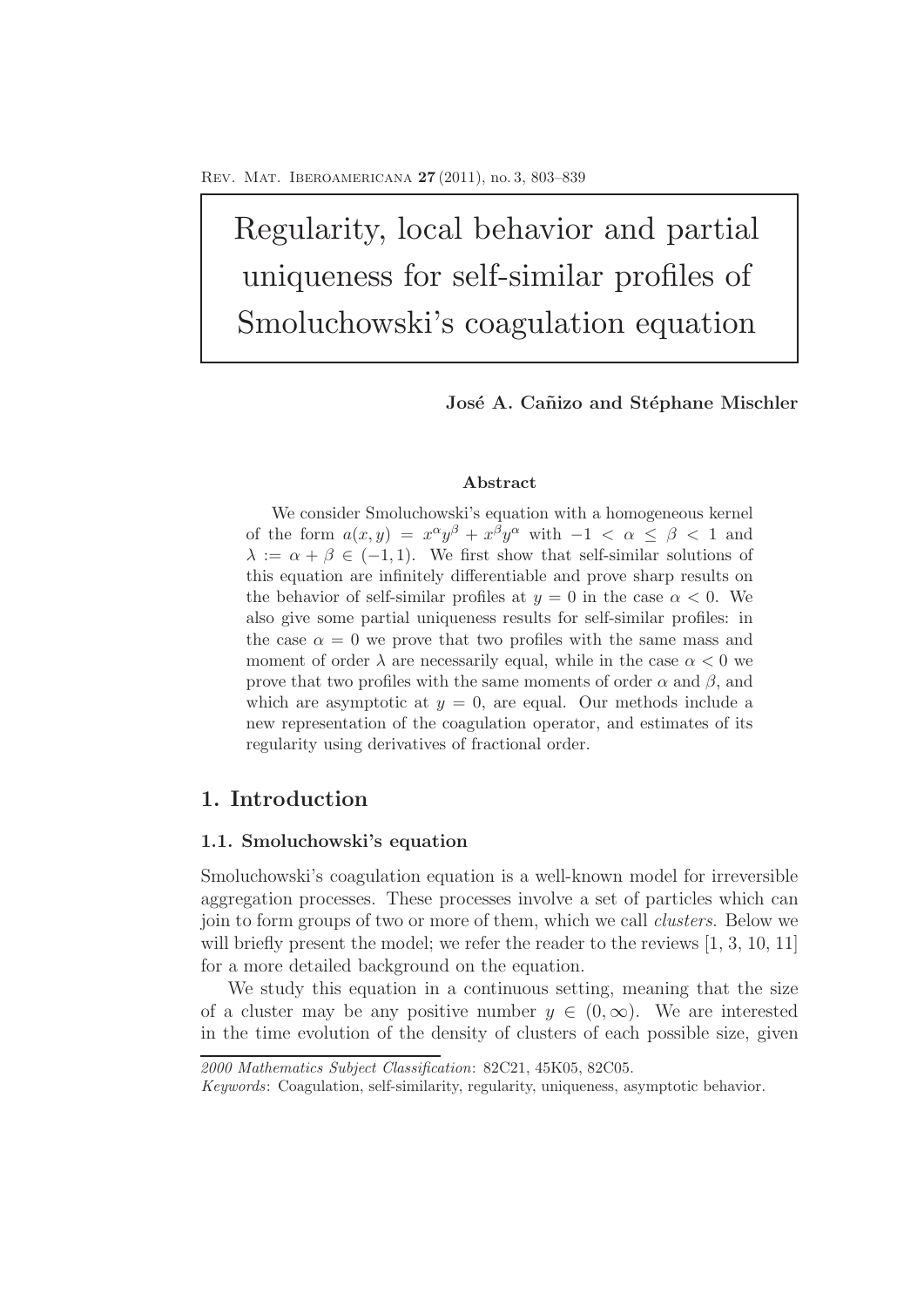# Regularity, local behavior and partial uniqueness for self-similar profiles of Smoluchowski's coagulation equation

**José A. Cañizo and Stéphane Mischler**

**Abstract**

We consider Smoluchowski's equation with a homogeneous kernel of the form $a(x,y) = x^\alpha y^\beta + x^\beta y^\alpha$ with $-1 < \alpha \leq \beta < 1$ and $\lambda := \alpha + \beta \in (-1, 1)$. We first show that self-similar solutions of this equation are infinitely differentiable and prove sharp results on the behavior of self-similar profiles at $y = 0$ in the case $\alpha < 0$. We also give some partial uniqueness results for self-similar profiles: in the case $\alpha = 0$ we prove that two profiles with the same mass and moment of order $\lambda$ are necessarily equal, while in the case $\alpha < 0$ we prove that two profiles with the same moments of order $\alpha$ and $\beta$, and which are asymptotic at $y = 0$, are equal. Our methods include a new representation of the coagulation operator, and estimates of its regularity using derivatives of fractional order.

## 1. Introduction

### 1.1. Smoluchowski's equation

Smoluchowski's coagulation equation is a well-known model for irreversible aggregation processes. These processes involve a set of particles which can join to form groups of two or more of them, which we call *clusters*. Below we will briefly present the model; we refer the reader to the reviews [1, 3, 10, 11] for a more detailed background on the equation.

We study this equation in a continuous setting, meaning that the size of a cluster may be any positive number $y \in (0, \infty)$. We are interested in the time evolution of the density of clusters of each possible size, given

*2000 Mathematics Subject Classification*: 82C21, 45K05, 82C05.

*Keywords*: Coagulation, self-similarity, regularity, uniqueness, asymptotic behavior.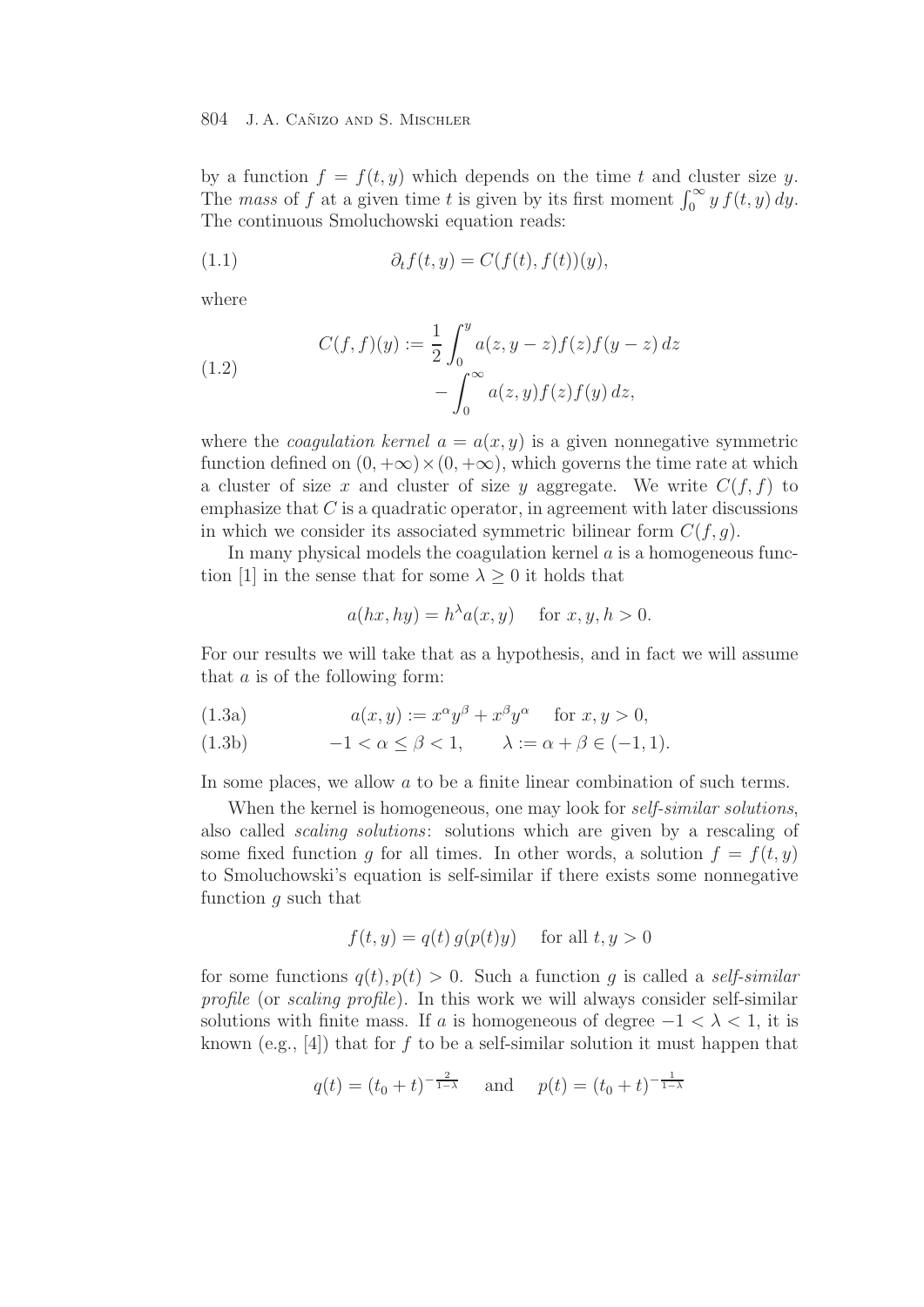by a function $f = f(t, y)$ which depends on the time $t$ and cluster size $y$. The *mass* of $f$ at a given time $t$ is given by its first moment $\int_0^\infty y\, f(t, y)\, dy$. The continuous Smoluchowski equation reads:

$$\partial_t f(t, y) = C(f(t), f(t))(y), \tag{1.1}$$

where

$$\begin{aligned} C(f, f)(y) := \frac{1}{2} \int_0^y a(z, y - z) f(z) f(y - z)\, dz \\ - \int_0^\infty a(z, y) f(z) f(y)\, dz, \end{aligned} \tag{1.2}$$

where the *coagulation kernel* $a = a(x, y)$ is a given nonnegative symmetric function defined on $(0, +\infty) \times (0, +\infty)$, which governs the time rate at which a cluster of size $x$ and cluster of size $y$ aggregate. We write $C(f, f)$ to emphasize that $C$ is a quadratic operator, in agreement with later discussions in which we consider its associated symmetric bilinear form $C(f, g)$.

In many physical models the coagulation kernel $a$ is a homogeneous function [1] in the sense that for some $\lambda \geq 0$ it holds that

$$a(hx, hy) = h^\lambda a(x, y) \quad \text{for } x, y, h > 0.$$

For our results we will take that as a hypothesis, and in fact we will assume that $a$ is of the following form:

$$a(x, y) := x^\alpha y^\beta + x^\beta y^\alpha \quad \text{for } x, y > 0, \tag{1.3a}$$

$$-1 < \alpha \leq \beta < 1, \qquad \lambda := \alpha + \beta \in (-1, 1). \tag{1.3b}$$

In some places, we allow $a$ to be a finite linear combination of such terms.

When the kernel is homogeneous, one may look for *self-similar solutions*, also called *scaling solutions*: solutions which are given by a rescaling of some fixed function $g$ for all times. In other words, a solution $f = f(t, y)$ to Smoluchowski's equation is self-similar if there exists some nonnegative function $g$ such that

$$f(t, y) = q(t)\, g(p(t) y) \quad \text{for all } t, y > 0$$

for some functions $q(t), p(t) > 0$. Such a function $g$ is called a *self-similar profile* (or *scaling profile*). In this work we will always consider self-similar solutions with finite mass. If $a$ is homogeneous of degree $-1 < \lambda < 1$, it is known (e.g., [4]) that for $f$ to be a self-similar solution it must happen that

$$q(t) = (t_0 + t)^{-\frac{2}{1-\lambda}} \quad \text{and} \quad p(t) = (t_0 + t)^{-\frac{1}{1-\lambda}}$$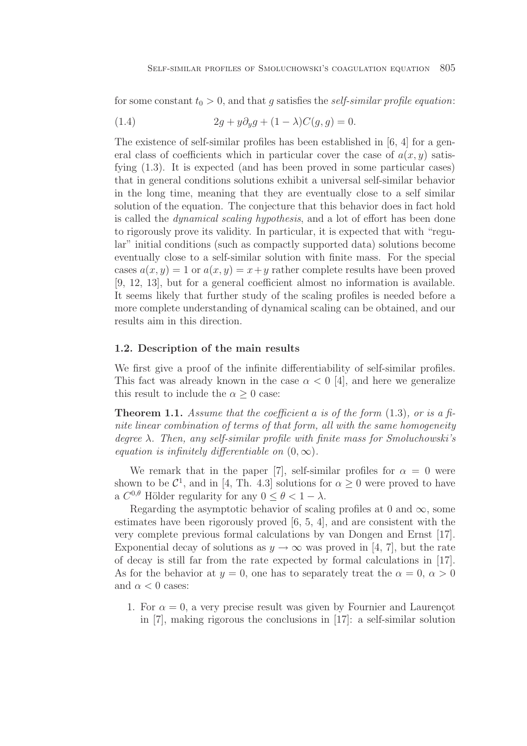for some constant $t_0 > 0$, and that $g$ satisfies the *self-similar profile equation*:

$$2g + y\partial_y g + (1-\lambda)C(g,g) = 0. \tag{1.4}$$

The existence of self-similar profiles has been established in [6, 4] for a general class of coefficients which in particular cover the case of $a(x,y)$ satisfying (1.3). It is expected (and has been proved in some particular cases) that in general conditions solutions exhibit a universal self-similar behavior in the long time, meaning that they are eventually close to a self similar solution of the equation. The conjecture that this behavior does in fact hold is called the *dynamical scaling hypothesis*, and a lot of effort has been done to rigorously prove its validity. In particular, it is expected that with "regular" initial conditions (such as compactly supported data) solutions become eventually close to a self-similar solution with finite mass. For the special cases $a(x,y) = 1$ or $a(x,y) = x+y$ rather complete results have been proved [9, 12, 13], but for a general coefficient almost no information is available. It seems likely that further study of the scaling profiles is needed before a more complete understanding of dynamical scaling can be obtained, and our results aim in this direction.

### 1.2. Description of the main results

We first give a proof of the infinite differentiability of self-similar profiles. This fact was already known in the case $\alpha < 0$ [4], and here we generalize this result to include the $\alpha \geq 0$ case:

**Theorem 1.1.** *Assume that the coefficient $a$ is of the form* (1.3)*, or is a finite linear combination of terms of that form, all with the same homogeneity degree $\lambda$. Then, any self-similar profile with finite mass for Smoluchowski's equation is infinitely differentiable on $(0,\infty)$.*

We remark that in the paper [7], self-similar profiles for $\alpha = 0$ were shown to be $\mathcal{C}^1$, and in [4, Th. 4.3] solutions for $\alpha \geq 0$ were proved to have a $C^{0,\theta}$ Hölder regularity for any $0 \leq \theta < 1-\lambda$.

Regarding the asymptotic behavior of scaling profiles at 0 and $\infty$, some estimates have been rigorously proved [6, 5, 4], and are consistent with the very complete previous formal calculations by van Dongen and Ernst [17]. Exponential decay of solutions as $y \to \infty$ was proved in [4, 7], but the rate of decay is still far from the rate expected by formal calculations in [17]. As for the behavior at $y = 0$, one has to separately treat the $\alpha = 0$, $\alpha > 0$ and $\alpha < 0$ cases:

1. For $\alpha = 0$, a very precise result was given by Fournier and Laurençot in [7], making rigorous the conclusions in [17]: a self-similar solution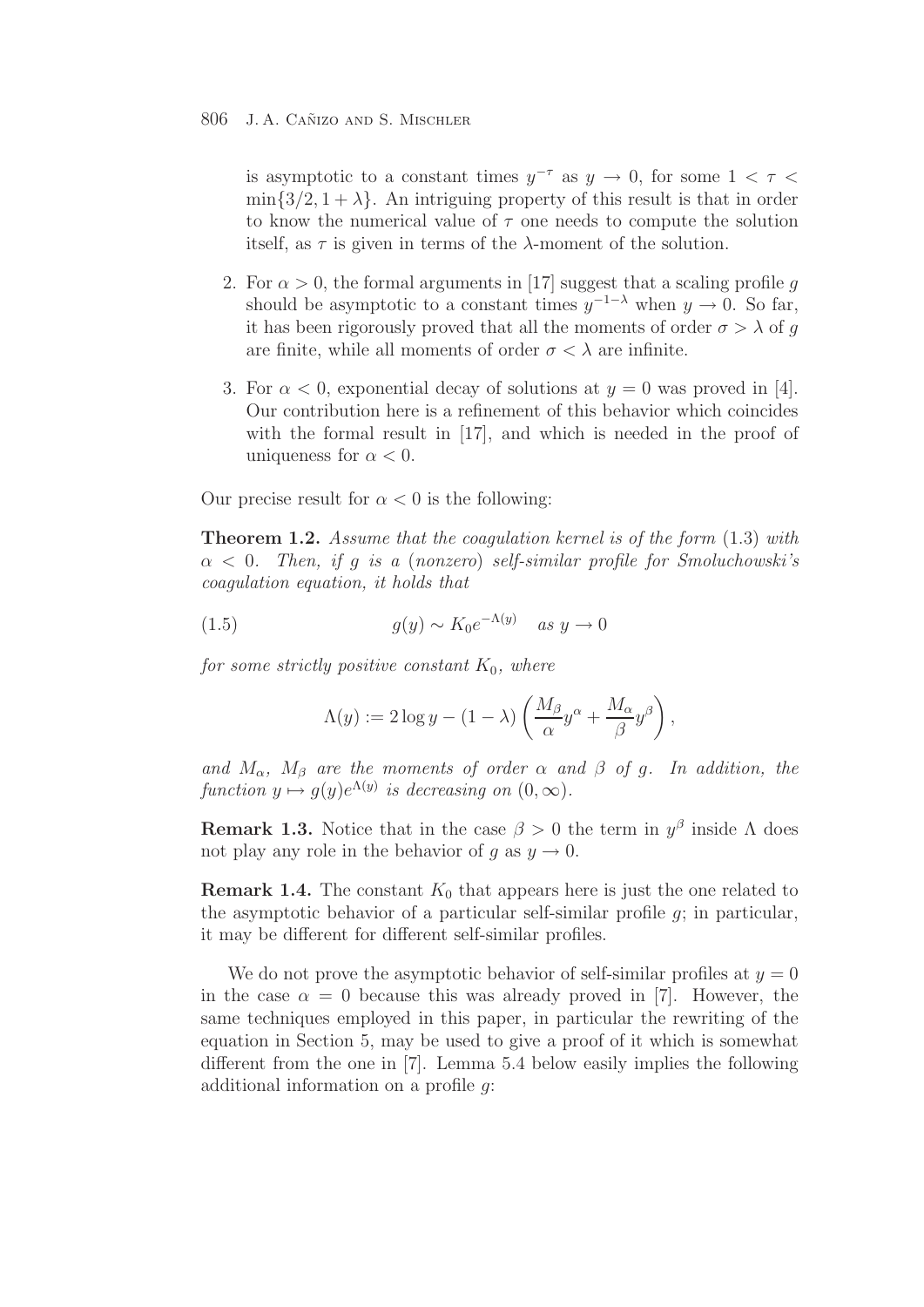is asymptotic to a constant times $y^{-\tau}$ as $y \to 0$, for some $1 < \tau < \min\{3/2, 1+\lambda\}$. An intriguing property of this result is that in order to know the numerical value of $\tau$ one needs to compute the solution itself, as $\tau$ is given in terms of the $\lambda$-moment of the solution.

2. For $\alpha > 0$, the formal arguments in [17] suggest that a scaling profile $g$ should be asymptotic to a constant times $y^{-1-\lambda}$ when $y \to 0$. So far, it has been rigorously proved that all the moments of order $\sigma > \lambda$ of $g$ are finite, while all moments of order $\sigma < \lambda$ are infinite.

3. For $\alpha < 0$, exponential decay of solutions at $y = 0$ was proved in [4]. Our contribution here is a refinement of this behavior which coincides with the formal result in [17], and which is needed in the proof of uniqueness for $\alpha < 0$.

Our precise result for $\alpha < 0$ is the following:

**Theorem 1.2.** *Assume that the coagulation kernel is of the form* (1.3) *with* $\alpha < 0$. *Then, if $g$ is a* (*nonzero*) *self-similar profile for Smoluchowski's coagulation equation, it holds that*

$$g(y) \sim K_0 e^{-\Lambda(y)} \quad \text{as } y \to 0 \tag{1.5}$$

*for some strictly positive constant* $K_0$, *where*

$$\Lambda(y) := 2\log y - (1-\lambda)\left(\frac{M_\beta}{\alpha}y^\alpha + \frac{M_\alpha}{\beta}y^\beta\right),$$

*and* $M_\alpha$, $M_\beta$ *are the moments of order* $\alpha$ *and* $\beta$ *of* $g$. *In addition, the function* $y \mapsto g(y)e^{\Lambda(y)}$ *is decreasing on* $(0, \infty)$.

**Remark 1.3.** Notice that in the case $\beta > 0$ the term in $y^\beta$ inside $\Lambda$ does not play any role in the behavior of $g$ as $y \to 0$.

**Remark 1.4.** The constant $K_0$ that appears here is just the one related to the asymptotic behavior of a particular self-similar profile $g$; in particular, it may be different for different self-similar profiles.

We do not prove the asymptotic behavior of self-similar profiles at $y = 0$ in the case $\alpha = 0$ because this was already proved in [7]. However, the same techniques employed in this paper, in particular the rewriting of the equation in Section 5, may be used to give a proof of it which is somewhat different from the one in [7]. Lemma 5.4 below easily implies the following additional information on a profile $g$: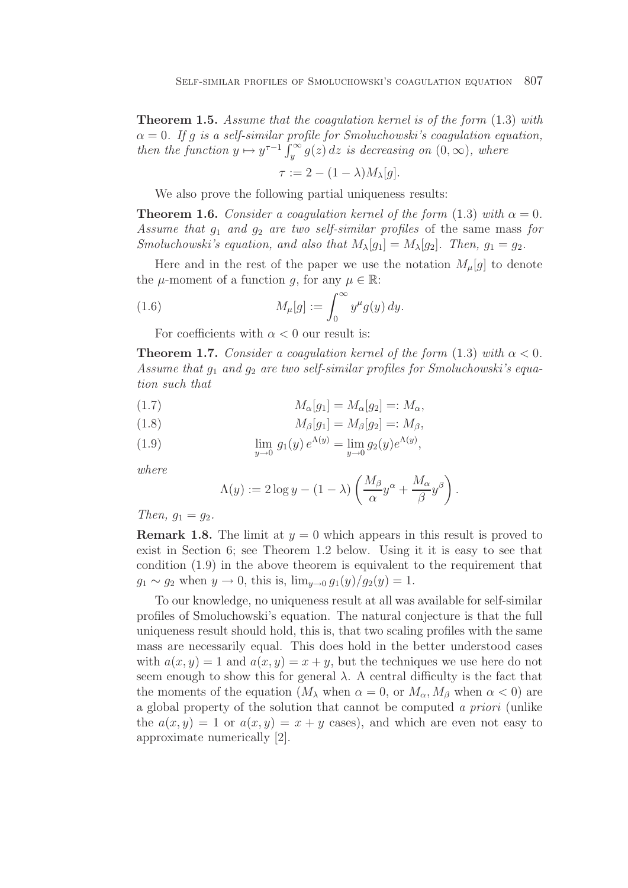**Theorem 1.5.** *Assume that the coagulation kernel is of the form* (1.3) *with* $\alpha = 0$. *If* $g$ *is a self-similar profile for Smoluchowski's coagulation equation, then the function* $y \mapsto y^{\tau-1} \int_y^\infty g(z)\,dz$ *is decreasing on* $(0,\infty)$, *where*

$$\tau := 2 - (1-\lambda) M_\lambda[g].$$

We also prove the following partial uniqueness results:

**Theorem 1.6.** *Consider a coagulation kernel of the form* (1.3) *with* $\alpha = 0$. *Assume that* $g_1$ *and* $g_2$ *are two self-similar profiles* of the same mass *for Smoluchowski's equation, and also that* $M_\lambda[g_1] = M_\lambda[g_2]$. *Then,* $g_1 = g_2$.

Here and in the rest of the paper we use the notation $M_\mu[g]$ to denote the $\mu$-moment of a function $g$, for any $\mu \in \mathbb{R}$:

$$M_\mu[g] := \int_0^\infty y^\mu g(y)\,dy. \tag{1.6}$$

For coefficients with $\alpha < 0$ our result is:

**Theorem 1.7.** *Consider a coagulation kernel of the form* (1.3) *with* $\alpha < 0$. *Assume that* $g_1$ *and* $g_2$ *are two self-similar profiles for Smoluchowski's equation such that*

$$M_\alpha[g_1] = M_\alpha[g_2] =: M_\alpha, \tag{1.7}$$

$$M_\beta[g_1] = M_\beta[g_2] =: M_\beta, \tag{1.8}$$

$$\lim_{y\to 0} g_1(y)\, e^{\Lambda(y)} = \lim_{y\to 0} g_2(y) e^{\Lambda(y)}, \tag{1.9}$$

*where*

$$\Lambda(y) := 2\log y - (1-\lambda)\left( \frac{M_\beta}{\alpha} y^\alpha + \frac{M_\alpha}{\beta} y^\beta \right).$$

*Then,* $g_1 = g_2$.

**Remark 1.8.** The limit at $y = 0$ which appears in this result is proved to exist in Section 6; see Theorem 1.2 below. Using it it is easy to see that condition (1.9) in the above theorem is equivalent to the requirement that $g_1 \sim g_2$ when $y \to 0$, this is, $\lim_{y\to 0} g_1(y)/g_2(y) = 1$.

To our knowledge, no uniqueness result at all was available for self-similar profiles of Smoluchowski's equation. The natural conjecture is that the full uniqueness result should hold, this is, that two scaling profiles with the same mass are necessarily equal. This does hold in the better understood cases with $a(x,y) = 1$ and $a(x,y) = x + y$, but the techniques we use here do not seem enough to show this for general $\lambda$. A central difficulty is the fact that the moments of the equation ($M_\lambda$ when $\alpha = 0$, or $M_\alpha, M_\beta$ when $\alpha < 0$) are a global property of the solution that cannot be computed *a priori* (unlike the $a(x,y) = 1$ or $a(x,y) = x+y$ cases), and which are even not easy to approximate numerically [2].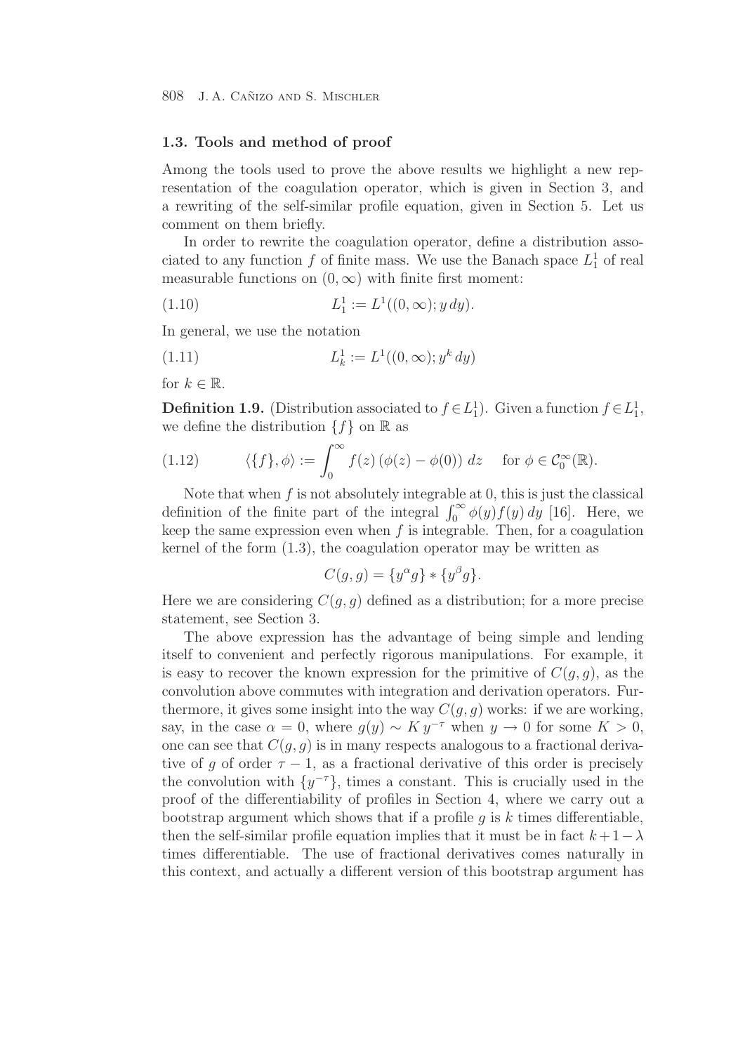### 1.3. Tools and method of proof

Among the tools used to prove the above results we highlight a new representation of the coagulation operator, which is given in Section 3, and a rewriting of the self-similar profile equation, given in Section 5. Let us comment on them briefly.

In order to rewrite the coagulation operator, define a distribution associated to any function $f$ of finite mass. We use the Banach space $L^1_1$ of real measurable functions on $(0, \infty)$ with finite first moment:

$$L^1_1 := L^1((0,\infty); y\, dy). \tag{1.10}$$

In general, we use the notation

$$L^1_k := L^1((0,\infty); y^k\, dy) \tag{1.11}$$

for $k \in \mathbb{R}$.

**Definition 1.9.** (Distribution associated to $f \in L^1_1$). Given a function $f \in L^1_1$, we define the distribution $\{f\}$ on $\mathbb{R}$ as

$$\langle \{f\}, \phi \rangle := \int_0^\infty f(z)\,(\phi(z) - \phi(0))\; dz \qquad \text{for } \phi \in \mathcal{C}^\infty_0(\mathbb{R}). \tag{1.12}$$

Note that when $f$ is not absolutely integrable at 0, this is just the classical definition of the finite part of the integral $\int_0^\infty \phi(y) f(y)\, dy$ [16]. Here, we keep the same expression even when $f$ is integrable. Then, for a coagulation kernel of the form (1.3), the coagulation operator may be written as

$$C(g,g) = \{y^\alpha g\} * \{y^\beta g\}.$$

Here we are considering $C(g,g)$ defined as a distribution; for a more precise statement, see Section 3.

The above expression has the advantage of being simple and lending itself to convenient and perfectly rigorous manipulations. For example, it is easy to recover the known expression for the primitive of $C(g,g)$, as the convolution above commutes with integration and derivation operators. Furthermore, it gives some insight into the way $C(g,g)$ works: if we are working, say, in the case $\alpha = 0$, where $g(y) \sim K\, y^{-\tau}$ when $y \to 0$ for some $K > 0$, one can see that $C(g,g)$ is in many respects analogous to a fractional derivative of $g$ of order $\tau - 1$, as a fractional derivative of this order is precisely the convolution with $\{y^{-\tau}\}$, times a constant. This is crucially used in the proof of the differentiability of profiles in Section 4, where we carry out a bootstrap argument which shows that if a profile $g$ is $k$ times differentiable, then the self-similar profile equation implies that it must be in fact $k+1-\lambda$ times differentiable. The use of fractional derivatives comes naturally in this context, and actually a different version of this bootstrap argument has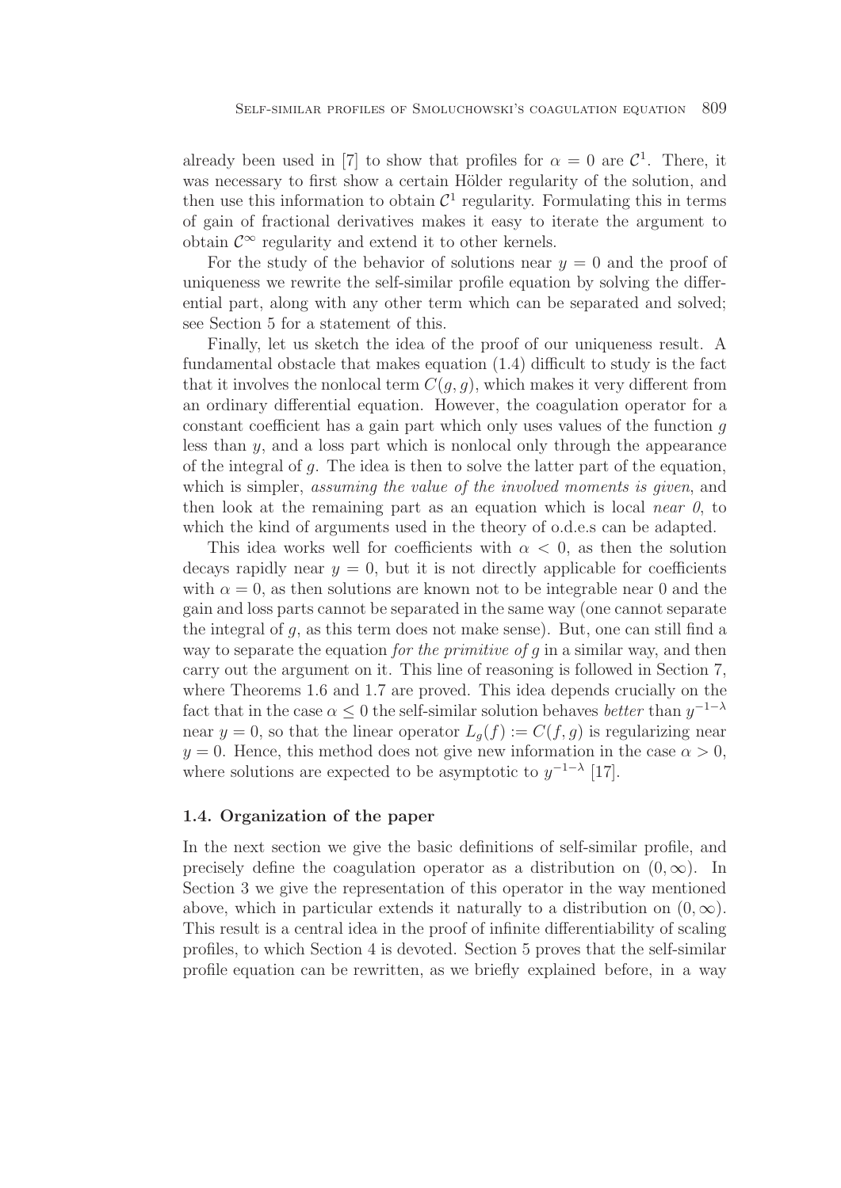already been used in [7] to show that profiles for $\alpha = 0$ are $\mathcal{C}^1$. There, it was necessary to first show a certain Hölder regularity of the solution, and then use this information to obtain $\mathcal{C}^1$ regularity. Formulating this in terms of gain of fractional derivatives makes it easy to iterate the argument to obtain $\mathcal{C}^\infty$ regularity and extend it to other kernels.

For the study of the behavior of solutions near $y = 0$ and the proof of uniqueness we rewrite the self-similar profile equation by solving the differential part, along with any other term which can be separated and solved; see Section 5 for a statement of this.

Finally, let us sketch the idea of the proof of our uniqueness result. A fundamental obstacle that makes equation (1.4) difficult to study is the fact that it involves the nonlocal term $C(g, g)$, which makes it very different from an ordinary differential equation. However, the coagulation operator for a constant coefficient has a gain part which only uses values of the function $g$ less than $y$, and a loss part which is nonlocal only through the appearance of the integral of $g$. The idea is then to solve the latter part of the equation, which is simpler, *assuming the value of the involved moments is given*, and then look at the remaining part as an equation which is local *near 0*, to which the kind of arguments used in the theory of o.d.e.s can be adapted.

This idea works well for coefficients with $\alpha < 0$, as then the solution decays rapidly near $y = 0$, but it is not directly applicable for coefficients with $\alpha = 0$, as then solutions are known not to be integrable near 0 and the gain and loss parts cannot be separated in the same way (one cannot separate the integral of $g$, as this term does not make sense). But, one can still find a way to separate the equation *for the primitive of* $g$ in a similar way, and then carry out the argument on it. This line of reasoning is followed in Section 7, where Theorems 1.6 and 1.7 are proved. This idea depends crucially on the fact that in the case $\alpha \leq 0$ the self-similar solution behaves *better* than $y^{-1-\lambda}$ near $y = 0$, so that the linear operator $L_g(f) := C(f, g)$ is regularizing near $y = 0$. Hence, this method does not give new information in the case $\alpha > 0$, where solutions are expected to be asymptotic to $y^{-1-\lambda}$ [17].

### 1.4. Organization of the paper

In the next section we give the basic definitions of self-similar profile, and precisely define the coagulation operator as a distribution on $(0, \infty)$. In Section 3 we give the representation of this operator in the way mentioned above, which in particular extends it naturally to a distribution on $(0, \infty)$. This result is a central idea in the proof of infinite differentiability of scaling profiles, to which Section 4 is devoted. Section 5 proves that the self-similar profile equation can be rewritten, as we briefly explained before, in a way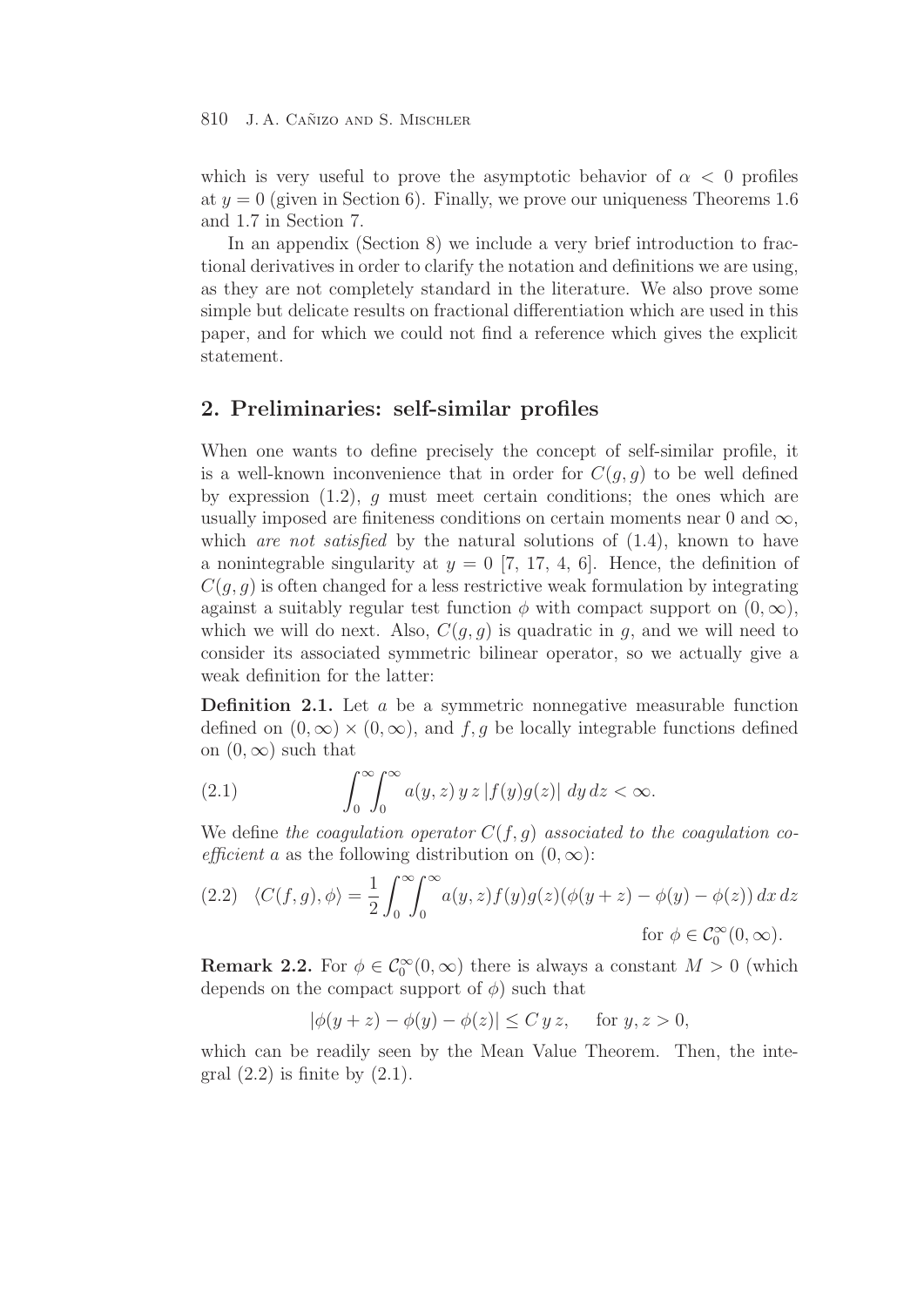which is very useful to prove the asymptotic behavior of $\alpha < 0$ profiles at $y = 0$ (given in Section 6). Finally, we prove our uniqueness Theorems 1.6 and 1.7 in Section 7.

In an appendix (Section 8) we include a very brief introduction to fractional derivatives in order to clarify the notation and definitions we are using, as they are not completely standard in the literature. We also prove some simple but delicate results on fractional differentiation which are used in this paper, and for which we could not find a reference which gives the explicit statement.

## 2. Preliminaries: self-similar profiles

When one wants to define precisely the concept of self-similar profile, it is a well-known inconvenience that in order for $C(g, g)$ to be well defined by expression (1.2), $g$ must meet certain conditions; the ones which are usually imposed are finiteness conditions on certain moments near 0 and $\infty$, which *are not satisfied* by the natural solutions of (1.4), known to have a nonintegrable singularity at $y = 0$ [7, 17, 4, 6]. Hence, the definition of $C(g, g)$ is often changed for a less restrictive weak formulation by integrating against a suitably regular test function $\phi$ with compact support on $(0, \infty)$, which we will do next. Also, $C(g, g)$ is quadratic in $g$, and we will need to consider its associated symmetric bilinear operator, so we actually give a weak definition for the latter:

**Definition 2.1.** Let $a$ be a symmetric nonnegative measurable function defined on $(0, \infty) \times (0, \infty)$, and $f, g$ be locally integrable functions defined on $(0, \infty)$ such that

$$\int_0^\infty \int_0^\infty a(y, z)\, y\, z\, |f(y)g(z)| \, dy \, dz < \infty. \tag{2.1}$$

We define *the coagulation operator $C(f, g)$ associated to the coagulation coefficient $a$* as the following distribution on $(0, \infty)$:

$$\langle C(f, g), \phi \rangle = \frac{1}{2} \int_0^\infty \int_0^\infty a(y, z) f(y) g(z) (\phi(y + z) - \phi(y) - \phi(z)) \, dx \, dz \tag{2.2}$$
$$\text{for } \phi \in \mathcal{C}_0^\infty(0, \infty).$$

**Remark 2.2.** For $\phi \in \mathcal{C}_0^\infty(0, \infty)$ there is always a constant $M > 0$ (which depends on the compact support of $\phi$) such that

$$|\phi(y + z) - \phi(y) - \phi(z)| \leq C\, y\, z, \quad \text{for } y, z > 0,$$

which can be readily seen by the Mean Value Theorem. Then, the integral (2.2) is finite by (2.1).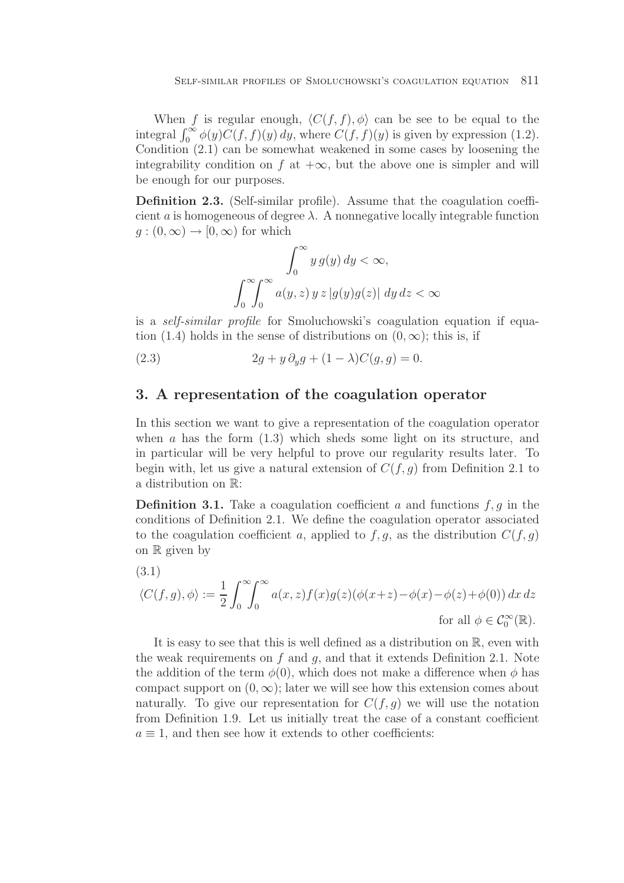When $f$ is regular enough, $\langle C(f,f), \phi \rangle$ can be see to be equal to the integral $\int_0^\infty \phi(y) C(f,f)(y)\,dy$, where $C(f,f)(y)$ is given by expression (1.2). Condition (2.1) can be somewhat weakened in some cases by loosening the integrability condition on $f$ at $+\infty$, but the above one is simpler and will be enough for our purposes.

**Definition 2.3.** (Self-similar profile). Assume that the coagulation coefficient $a$ is homogeneous of degree $\lambda$. A nonnegative locally integrable function $g : (0,\infty) \to [0,\infty)$ for which

$$\int_0^\infty y\, g(y)\,dy < \infty,$$

$$\int_0^\infty \int_0^\infty a(y,z)\, y\, z\, |g(y) g(z)|\; dy\, dz < \infty$$

is a *self-similar profile* for Smoluchowski's coagulation equation if equation (1.4) holds in the sense of distributions on $(0,\infty)$; this is, if

$$2g + y\,\partial_y g + (1-\lambda) C(g,g) = 0. \tag{2.3}$$

## 3. A representation of the coagulation operator

In this section we want to give a representation of the coagulation operator when $a$ has the form (1.3) which sheds some light on its structure, and in particular will be very helpful to prove our regularity results later. To begin with, let us give a natural extension of $C(f,g)$ from Definition 2.1 to a distribution on $\mathbb{R}$:

**Definition 3.1.** Take a coagulation coefficient $a$ and functions $f, g$ in the conditions of Definition 2.1. We define the coagulation operator associated to the coagulation coefficient $a$, applied to $f, g$, as the distribution $C(f,g)$ on $\mathbb{R}$ given by

(3.1)
$$\langle C(f,g), \phi \rangle := \frac{1}{2} \int_0^\infty \int_0^\infty a(x,z) f(x) g(z) (\phi(x+z) - \phi(x) - \phi(z) + \phi(0))\, dx\, dz$$
$$\text{for all } \phi \in \mathcal{C}_0^\infty(\mathbb{R}).$$

It is easy to see that this is well defined as a distribution on $\mathbb{R}$, even with the weak requirements on $f$ and $g$, and that it extends Definition 2.1. Note the addition of the term $\phi(0)$, which does not make a difference when $\phi$ has compact support on $(0,\infty)$; later we will see how this extension comes about naturally. To give our representation for $C(f,g)$ we will use the notation from Definition 1.9. Let us initially treat the case of a constant coefficient $a \equiv 1$, and then see how it extends to other coefficients: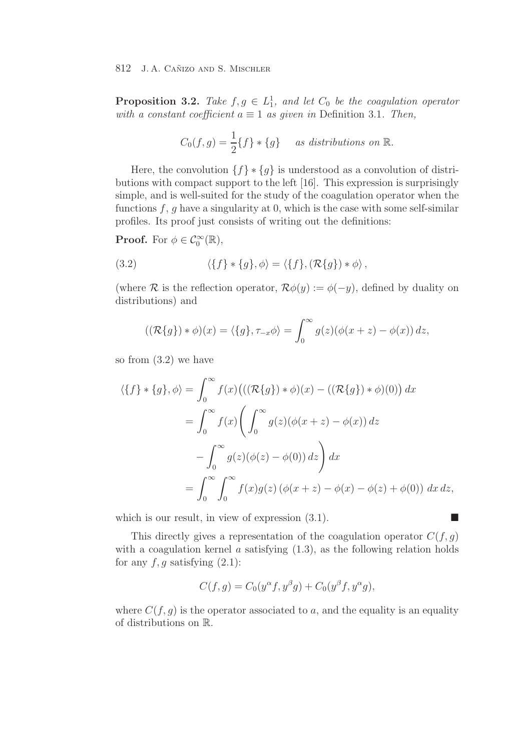**Proposition 3.2.** *Take $f, g \in L^1_1$, and let $C_0$ be the coagulation operator with a constant coefficient $a \equiv 1$ as given in* Definition 3.1. *Then,*

$$C_0(f,g) = \frac{1}{2}\{f\} * \{g\} \quad \text{as distributions on } \mathbb{R}.$$

Here, the convolution $\{f\} * \{g\}$ is understood as a convolution of distributions with compact support to the left [16]. This expression is surprisingly simple, and is well-suited for the study of the coagulation operator when the functions $f$, $g$ have a singularity at 0, which is the case with some self-similar profiles. Its proof just consists of writing out the definitions:

**Proof.** For $\phi \in \mathcal{C}_0^\infty(\mathbb{R})$,

$$\langle \{f\} * \{g\}, \phi \rangle = \langle \{f\}, (\mathcal{R}\{g\}) * \phi \rangle, \tag{3.2}$$

(where $\mathcal{R}$ is the reflection operator, $\mathcal{R}\phi(y) := \phi(-y)$, defined by duality on distributions) and

$$((\mathcal{R}\{g\}) * \phi)(x) = \langle \{g\}, \tau_{-x}\phi \rangle = \int_0^\infty g(z)(\phi(x+z) - \phi(x))\, dz,$$

so from (3.2) we have

$$\begin{aligned}
\langle \{f\} * \{g\}, \phi \rangle &= \int_0^\infty f(x)\big(((\mathcal{R}\{g\}) * \phi)(x) - ((\mathcal{R}\{g\}) * \phi)(0)\big)\, dx \\
&= \int_0^\infty f(x) \Bigg( \int_0^\infty g(z)(\phi(x+z) - \phi(x))\, dz \\
&\quad - \int_0^\infty g(z)(\phi(z) - \phi(0))\, dz \Bigg)\, dx \\
&= \int_0^\infty \int_0^\infty f(x) g(z) \left(\phi(x+z) - \phi(x) - \phi(z) + \phi(0)\right)\, dx\, dz,
\end{aligned}$$

which is our result, in view of expression (3.1). ■

This directly gives a representation of the coagulation operator $C(f,g)$ with a coagulation kernel $a$ satisfying (1.3), as the following relation holds for any $f, g$ satisfying (2.1):

$$C(f,g) = C_0(y^\alpha f, y^\beta g) + C_0(y^\beta f, y^\alpha g),$$

where $C(f,g)$ is the operator associated to $a$, and the equality is an equality of distributions on $\mathbb{R}$.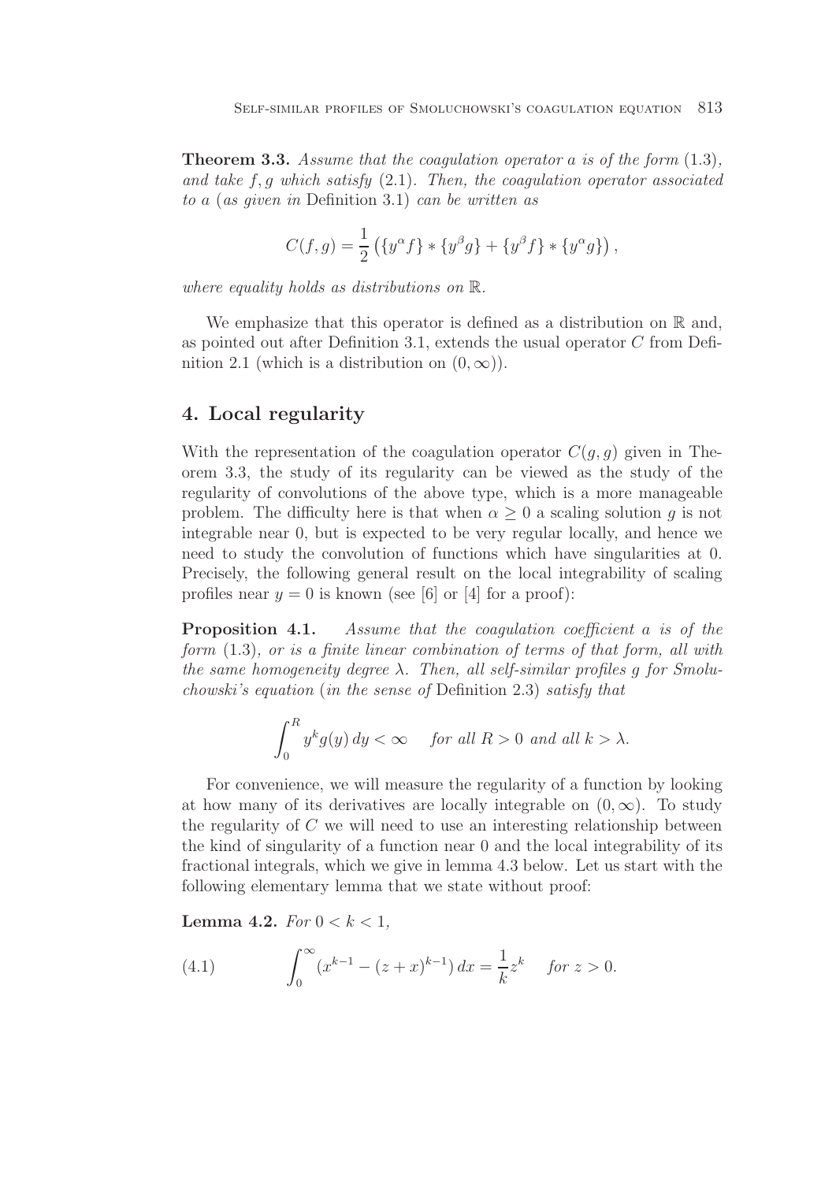**Theorem 3.3.** *Assume that the coagulation operator a is of the form* (1.3)*, and take f, g which satisfy* (2.1)*. Then, the coagulation operator associated to a* (*as given in* Definition 3.1) *can be written as*

$$C(f,g) = \frac{1}{2}\left(\{y^{\alpha} f\} * \{y^{\beta} g\} + \{y^{\beta} f\} * \{y^{\alpha} g\}\right),$$

*where equality holds as distributions on* $\mathbb{R}$.

We emphasize that this operator is defined as a distribution on $\mathbb{R}$ and, as pointed out after Definition 3.1, extends the usual operator $C$ from Definition 2.1 (which is a distribution on $(0,\infty)$).

## 4. Local regularity

With the representation of the coagulation operator $C(g,g)$ given in Theorem 3.3, the study of its regularity can be viewed as the study of the regularity of convolutions of the above type, which is a more manageable problem. The difficulty here is that when $\alpha \geq 0$ a scaling solution $g$ is not integrable near 0, but is expected to be very regular locally, and hence we need to study the convolution of functions which have singularities at 0. Precisely, the following general result on the local integrability of scaling profiles near $y = 0$ is known (see [6] or [4] for a proof):

**Proposition 4.1.** *Assume that the coagulation coefficient a is of the form* (1.3)*, or is a finite linear combination of terms of that form, all with the same homogeneity degree* $\lambda$*. Then, all self-similar profiles g for Smoluchowski's equation* (*in the sense of* Definition 2.3) *satisfy that*

$$\int_0^R y^k g(y)\, dy < \infty \quad \text{ for all } R > 0 \text{ and all } k > \lambda.$$

For convenience, we will measure the regularity of a function by looking at how many of its derivatives are locally integrable on $(0,\infty)$. To study the regularity of $C$ we will need to use an interesting relationship between the kind of singularity of a function near 0 and the local integrability of its fractional integrals, which we give in lemma 4.3 below. Let us start with the following elementary lemma that we state without proof:

**Lemma 4.2.** *For* $0 < k < 1$,

$$\int_0^\infty (x^{k-1} - (z+x)^{k-1})\, dx = \frac{1}{k} z^k \quad \text{ for } z > 0. \tag{4.1}$$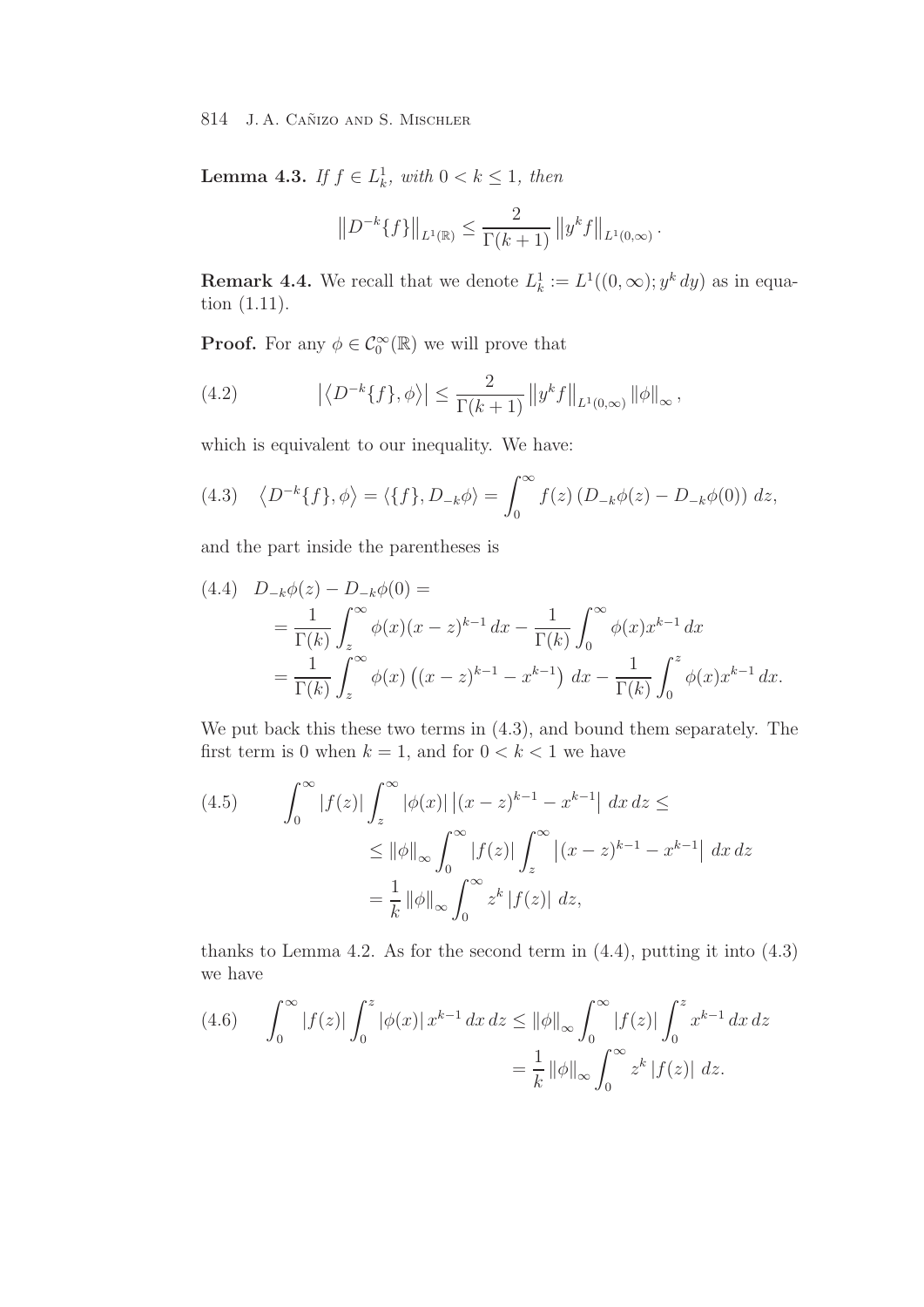**Lemma 4.3.** *If $f \in L^1_k$, with $0 < k \leq 1$, then*

$$\left\| D^{-k}\{f\} \right\|_{L^1(\mathbb{R})} \leq \frac{2}{\Gamma(k+1)} \left\| y^k f \right\|_{L^1(0,\infty)}.$$

**Remark 4.4.** We recall that we denote $L^1_k := L^1((0,\infty); y^k\, dy)$ as in equation (1.11).

**Proof.** For any $\phi \in \mathcal{C}_0^\infty(\mathbb{R})$ we will prove that

$$\left| \left\langle D^{-k}\{f\}, \phi \right\rangle \right| \leq \frac{2}{\Gamma(k+1)} \left\| y^k f \right\|_{L^1(0,\infty)} \|\phi\|_\infty, \tag{4.2}$$

which is equivalent to our inequality. We have:

$$\left\langle D^{-k}\{f\}, \phi \right\rangle = \left\langle \{f\}, D_{-k}\phi \right\rangle = \int_0^\infty f(z) \left( D_{-k}\phi(z) - D_{-k}\phi(0) \right) dz, \tag{4.3}$$

and the part inside the parentheses is

$$\begin{aligned}
D_{-k}\phi(z) - D_{-k}\phi(0) &= \\
&= \frac{1}{\Gamma(k)} \int_z^\infty \phi(x)(x-z)^{k-1}\, dx - \frac{1}{\Gamma(k)} \int_0^\infty \phi(x) x^{k-1}\, dx \\
&= \frac{1}{\Gamma(k)} \int_z^\infty \phi(x) \left( (x-z)^{k-1} - x^{k-1} \right) dx - \frac{1}{\Gamma(k)} \int_0^z \phi(x) x^{k-1}\, dx.
\end{aligned} \tag{4.4}$$

We put back this these two terms in (4.3), and bound them separately. The first term is 0 when $k = 1$, and for $0 < k < 1$ we have

$$\begin{aligned}
\int_0^\infty |f(z)| \int_z^\infty |\phi(x)| \left| (x-z)^{k-1} - x^{k-1} \right| dx\, dz &\leq \\
&\leq \|\phi\|_\infty \int_0^\infty |f(z)| \int_z^\infty \left| (x-z)^{k-1} - x^{k-1} \right| dx\, dz \\
&= \frac{1}{k} \|\phi\|_\infty \int_0^\infty z^k |f(z)|\, dz,
\end{aligned} \tag{4.5}$$

thanks to Lemma 4.2. As for the second term in (4.4), putting it into (4.3) we have

$$\begin{aligned}
\int_0^\infty |f(z)| \int_0^z |\phi(x)| x^{k-1}\, dx\, dz &\leq \|\phi\|_\infty \int_0^\infty |f(z)| \int_0^z x^{k-1}\, dx\, dz \\
&= \frac{1}{k} \|\phi\|_\infty \int_0^\infty z^k |f(z)|\, dz.
\end{aligned} \tag{4.6}$$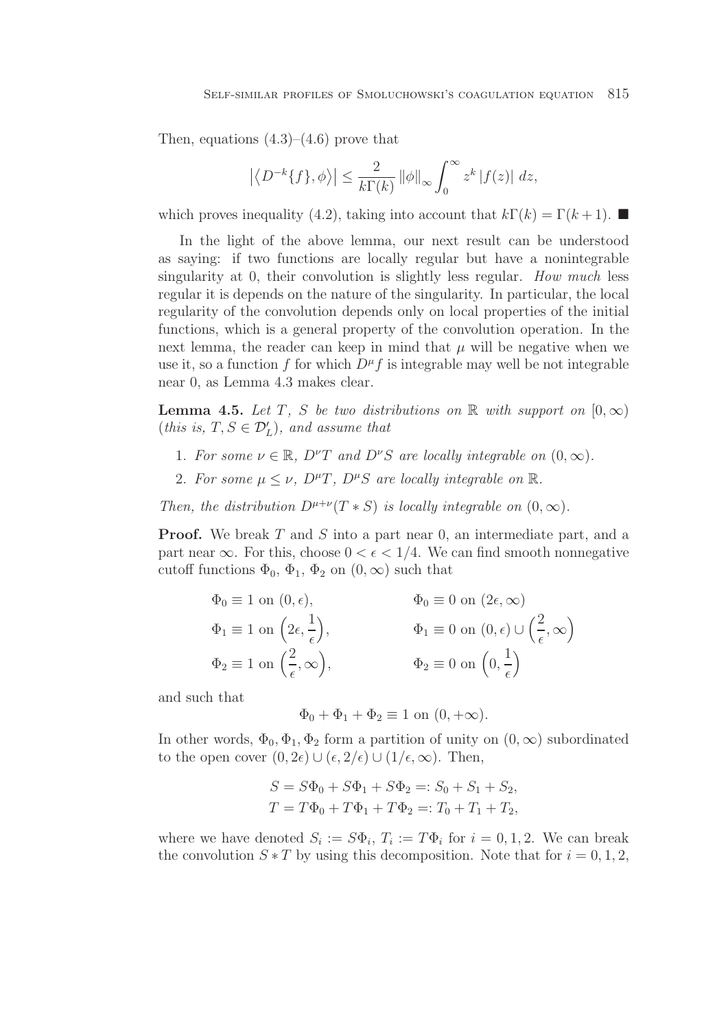Then, equations (4.3)–(4.6) prove that

$$\left|\left\langle D^{-k}\{f\}, \phi\right\rangle\right| \leq \frac{2}{k\Gamma(k)} \|\phi\|_{\infty} \int_0^{\infty} z^k \, |f(z)| \, dz,$$

which proves inequality (4.2), taking into account that $k\Gamma(k) = \Gamma(k+1)$. ■

In the light of the above lemma, our next result can be understood as saying: if two functions are locally regular but have a nonintegrable singularity at 0, their convolution is slightly less regular. *How much* less regular it is depends on the nature of the singularity. In particular, the local regularity of the convolution depends only on local properties of the initial functions, which is a general property of the convolution operation. In the next lemma, the reader can keep in mind that $\mu$ will be negative when we use it, so a function $f$ for which $D^{\mu} f$ is integrable may well be not integrable near 0, as Lemma 4.3 makes clear.

**Lemma 4.5.** *Let $T$, $S$ be two distributions on $\mathbb{R}$ with support on $[0, \infty)$ (this is, $T, S \in \mathcal{D}'_L$), and assume that*

1. *For some $\nu \in \mathbb{R}$, $D^{\nu} T$ and $D^{\nu} S$ are locally integrable on $(0, \infty)$.*
2. *For some $\mu \leq \nu$, $D^{\mu} T$, $D^{\mu} S$ are locally integrable on $\mathbb{R}$.*

*Then, the distribution $D^{\mu+\nu}(T * S)$ is locally integrable on $(0, \infty)$.*

**Proof.** We break $T$ and $S$ into a part near 0, an intermediate part, and a part near $\infty$. For this, choose $0 < \epsilon < 1/4$. We can find smooth nonnegative cutoff functions $\Phi_0$, $\Phi_1$, $\Phi_2$ on $(0, \infty)$ such that

$$\begin{aligned}
&\Phi_0 \equiv 1 \text{ on } (0, \epsilon), && \Phi_0 \equiv 0 \text{ on } (2\epsilon, \infty) \\
&\Phi_1 \equiv 1 \text{ on } \left(2\epsilon, \frac{1}{\epsilon}\right), && \Phi_1 \equiv 0 \text{ on } (0, \epsilon) \cup \left(\frac{2}{\epsilon}, \infty\right) \\
&\Phi_2 \equiv 1 \text{ on } \left(\frac{2}{\epsilon}, \infty\right), && \Phi_2 \equiv 0 \text{ on } \left(0, \frac{1}{\epsilon}\right)
\end{aligned}$$

and such that

$$\Phi_0 + \Phi_1 + \Phi_2 \equiv 1 \text{ on } (0, +\infty).$$

In other words, $\Phi_0, \Phi_1, \Phi_2$ form a partition of unity on $(0, \infty)$ subordinated to the open cover $(0, 2\epsilon) \cup (\epsilon, 2/\epsilon) \cup (1/\epsilon, \infty)$. Then,

$$\begin{aligned}
S &= S\Phi_0 + S\Phi_1 + S\Phi_2 =: S_0 + S_1 + S_2, \\
T &= T\Phi_0 + T\Phi_1 + T\Phi_2 =: T_0 + T_1 + T_2,
\end{aligned}$$

where we have denoted $S_i := S\Phi_i$, $T_i := T\Phi_i$ for $i = 0, 1, 2$. We can break the convolution $S * T$ by using this decomposition. Note that for $i = 0, 1, 2$,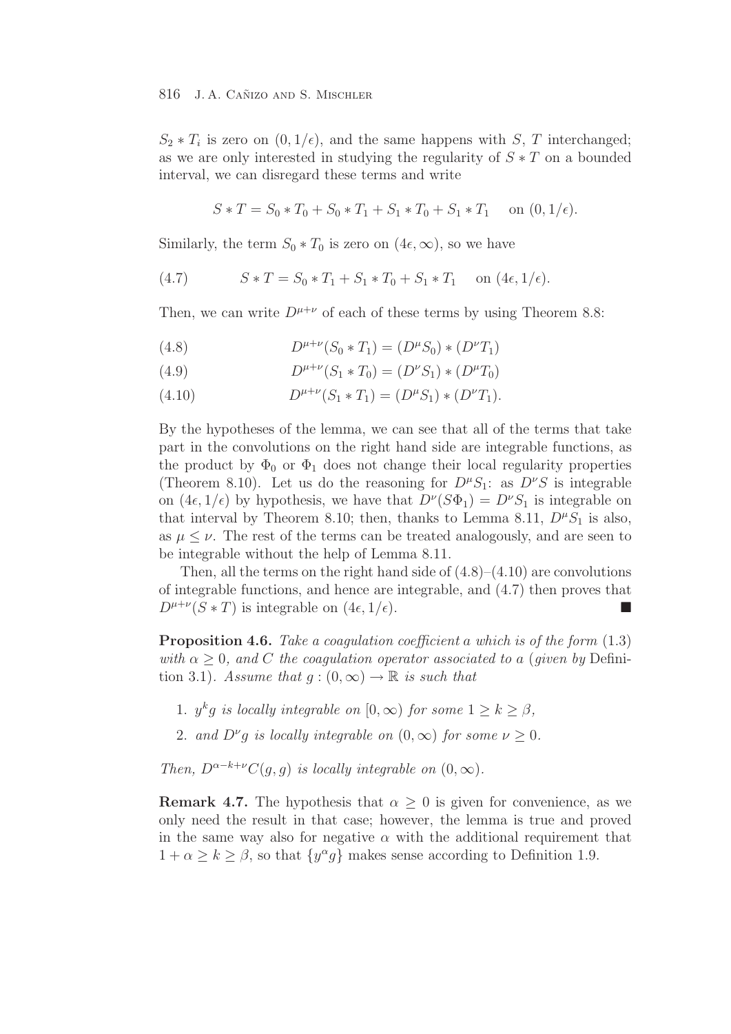$S_2 * T_i$ is zero on $(0, 1/\epsilon)$, and the same happens with $S$, $T$ interchanged; as we are only interested in studying the regularity of $S * T$ on a bounded interval, we can disregard these terms and write

$$S * T = S_0 * T_0 + S_0 * T_1 + S_1 * T_0 + S_1 * T_1 \quad \text{on } (0, 1/\epsilon).$$

Similarly, the term $S_0 * T_0$ is zero on $(4\epsilon, \infty)$, so we have

$$S * T = S_0 * T_1 + S_1 * T_0 + S_1 * T_1 \quad \text{on } (4\epsilon, 1/\epsilon). \tag{4.7}$$

Then, we can write $D^{\mu+\nu}$ of each of these terms by using Theorem 8.8:

$$D^{\mu+\nu}(S_0 * T_1) = (D^{\mu} S_0) * (D^{\nu} T_1) \tag{4.8}$$

$$D^{\mu+\nu}(S_1 * T_0) = (D^{\nu} S_1) * (D^{\mu} T_0) \tag{4.9}$$

$$D^{\mu+\nu}(S_1 * T_1) = (D^{\mu} S_1) * (D^{\nu} T_1). \tag{4.10}$$

By the hypotheses of the lemma, we can see that all of the terms that take part in the convolutions on the right hand side are integrable functions, as the product by $\Phi_0$ or $\Phi_1$ does not change their local regularity properties (Theorem 8.10). Let us do the reasoning for $D^{\mu} S_1$: as $D^{\nu} S$ is integrable on $(4\epsilon, 1/\epsilon)$ by hypothesis, we have that $D^{\nu}(S\Phi_1) = D^{\nu} S_1$ is integrable on that interval by Theorem 8.10; then, thanks to Lemma 8.11, $D^{\mu} S_1$ is also, as $\mu \leq \nu$. The rest of the terms can be treated analogously, and are seen to be integrable without the help of Lemma 8.11.

Then, all the terms on the right hand side of (4.8)–(4.10) are convolutions of integrable functions, and hence are integrable, and (4.7) then proves that $D^{\mu+\nu}(S * T)$ is integrable on $(4\epsilon, 1/\epsilon)$. ∎

**Proposition 4.6.** *Take a coagulation coefficient $a$ which is of the form* (1.3) *with $\alpha \geq 0$, and $C$ the coagulation operator associated to $a$* (*given by* Definition 3.1). *Assume that $g : (0, \infty) \to \mathbb{R}$ is such that*

1. *$y^k g$ is locally integrable on $[0, \infty)$ for some $1 \geq k \geq \beta$,*
2. *and $D^{\nu} g$ is locally integrable on $(0, \infty)$ for some $\nu \geq 0$.*

*Then, $D^{\alpha - k + \nu} C(g, g)$ is locally integrable on $(0, \infty)$.*

**Remark 4.7.** The hypothesis that $\alpha \geq 0$ is given for convenience, as we only need the result in that case; however, the lemma is true and proved in the same way also for negative $\alpha$ with the additional requirement that $1 + \alpha \geq k \geq \beta$, so that $\{y^{\alpha} g\}$ makes sense according to Definition 1.9.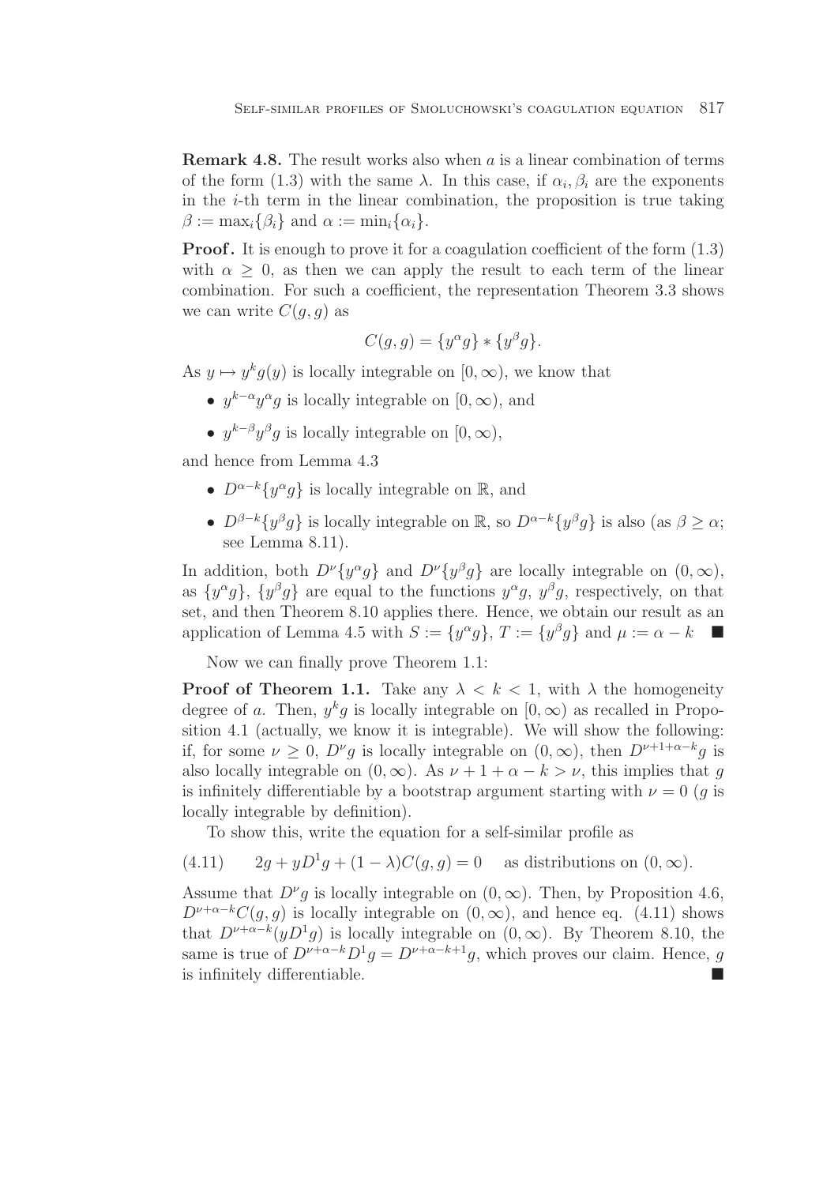**Remark 4.8.** The result works also when $a$ is a linear combination of terms of the form (1.3) with the same $\lambda$. In this case, if $\alpha_i, \beta_i$ are the exponents in the $i$-th term in the linear combination, the proposition is true taking $\beta := \max_i\{\beta_i\}$ and $\alpha := \min_i\{\alpha_i\}$.

**Proof.** It is enough to prove it for a coagulation coefficient of the form (1.3) with $\alpha \geq 0$, as then we can apply the result to each term of the linear combination. For such a coefficient, the representation Theorem 3.3 shows we can write $C(g,g)$ as

$$C(g,g) = \{y^\alpha g\} * \{y^\beta g\}.$$

As $y \mapsto y^k g(y)$ is locally integrable on $[0,\infty)$, we know that

- $y^{k-\alpha} y^\alpha g$ is locally integrable on $[0,\infty)$, and
- $y^{k-\beta} y^\beta g$ is locally integrable on $[0,\infty)$,

and hence from Lemma 4.3

- $D^{\alpha-k}\{y^\alpha g\}$ is locally integrable on $\mathbb{R}$, and
- $D^{\beta-k}\{y^\beta g\}$ is locally integrable on $\mathbb{R}$, so $D^{\alpha-k}\{y^\beta g\}$ is also (as $\beta \geq \alpha$; see Lemma 8.11).

In addition, both $D^\nu\{y^\alpha g\}$ and $D^\nu\{y^\beta g\}$ are locally integrable on $(0,\infty)$, as $\{y^\alpha g\}$, $\{y^\beta g\}$ are equal to the functions $y^\alpha g$, $y^\beta g$, respectively, on that set, and then Theorem 8.10 applies there. Hence, we obtain our result as an application of Lemma 4.5 with $S := \{y^\alpha g\}$, $T := \{y^\beta g\}$ and $\mu := \alpha - k$ ■

Now we can finally prove Theorem 1.1:

**Proof of Theorem 1.1.** Take any $\lambda < k < 1$, with $\lambda$ the homogeneity degree of $a$. Then, $y^k g$ is locally integrable on $[0,\infty)$ as recalled in Proposition 4.1 (actually, we know it is integrable). We will show the following: if, for some $\nu \geq 0$, $D^\nu g$ is locally integrable on $(0,\infty)$, then $D^{\nu+1+\alpha-k} g$ is also locally integrable on $(0,\infty)$. As $\nu + 1 + \alpha - k > \nu$, this implies that $g$ is infinitely differentiable by a bootstrap argument starting with $\nu = 0$ ($g$ is locally integrable by definition).

To show this, write the equation for a self-similar profile as

$$2g + yD^1 g + (1-\lambda) C(g,g) = 0 \quad \text{as distributions on } (0,\infty). \tag{4.11}$$

Assume that $D^\nu g$ is locally integrable on $(0,\infty)$. Then, by Proposition 4.6, $D^{\nu+\alpha-k} C(g,g)$ is locally integrable on $(0,\infty)$, and hence eq. (4.11) shows that $D^{\nu+\alpha-k}(yD^1 g)$ is locally integrable on $(0,\infty)$. By Theorem 8.10, the same is true of $D^{\nu+\alpha-k} D^1 g = D^{\nu+\alpha-k+1} g$, which proves our claim. Hence, $g$ is infinitely differentiable. ■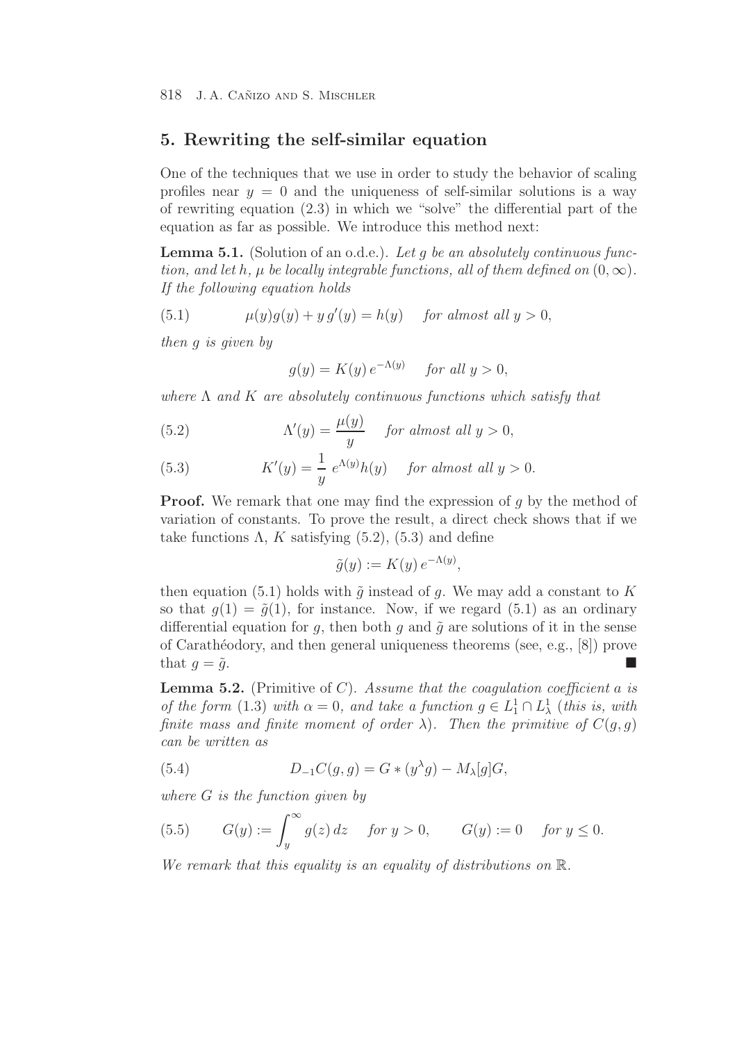## 5. Rewriting the self-similar equation

One of the techniques that we use in order to study the behavior of scaling profiles near $y = 0$ and the uniqueness of self-similar solutions is a way of rewriting equation (2.3) in which we "solve" the differential part of the equation as far as possible. We introduce this method next:

**Lemma 5.1.** (Solution of an o.d.e.). *Let $g$ be an absolutely continuous function, and let $h$, $\mu$ be locally integrable functions, all of them defined on $(0, \infty)$. If the following equation holds*

$$\mu(y)g(y) + y\,g'(y) = h(y) \quad \text{for almost all } y > 0, \tag{5.1}$$

*then $g$ is given by*

$$g(y) = K(y)\,e^{-\Lambda(y)} \quad \text{for all } y > 0,$$

*where $\Lambda$ and $K$ are absolutely continuous functions which satisfy that*

$$\Lambda'(y) = \frac{\mu(y)}{y} \quad \text{for almost all } y > 0, \tag{5.2}$$

$$K'(y) = \frac{1}{y}\,e^{\Lambda(y)}h(y) \quad \text{for almost all } y > 0. \tag{5.3}$$

**Proof.** We remark that one may find the expression of $g$ by the method of variation of constants. To prove the result, a direct check shows that if we take functions $\Lambda$, $K$ satisfying (5.2), (5.3) and define

$$\tilde{g}(y) := K(y)\,e^{-\Lambda(y)},$$

then equation (5.1) holds with $\tilde{g}$ instead of $g$. We may add a constant to $K$ so that $g(1) = \tilde{g}(1)$, for instance. Now, if we regard (5.1) as an ordinary differential equation for $g$, then both $g$ and $\tilde{g}$ are solutions of it in the sense of Carathéodory, and then general uniqueness theorems (see, e.g., [8]) prove that $g = \tilde{g}$. ■

**Lemma 5.2.** (Primitive of $C$). *Assume that the coagulation coefficient $a$ is of the form (1.3) with $\alpha = 0$, and take a function $g \in L^1_1 \cap L^1_\lambda$ (this is, with finite mass and finite moment of order $\lambda$). Then the primitive of $C(g, g)$ can be written as*

$$D_{-1}C(g, g) = G * (y^\lambda g) - M_\lambda[g]G, \tag{5.4}$$

*where $G$ is the function given by*

$$G(y) := \int_y^\infty g(z)\,dz \quad \text{for } y > 0, \qquad G(y) := 0 \quad \text{for } y \leq 0. \tag{5.5}$$

*We remark that this equality is an equality of distributions on $\mathbb{R}$.*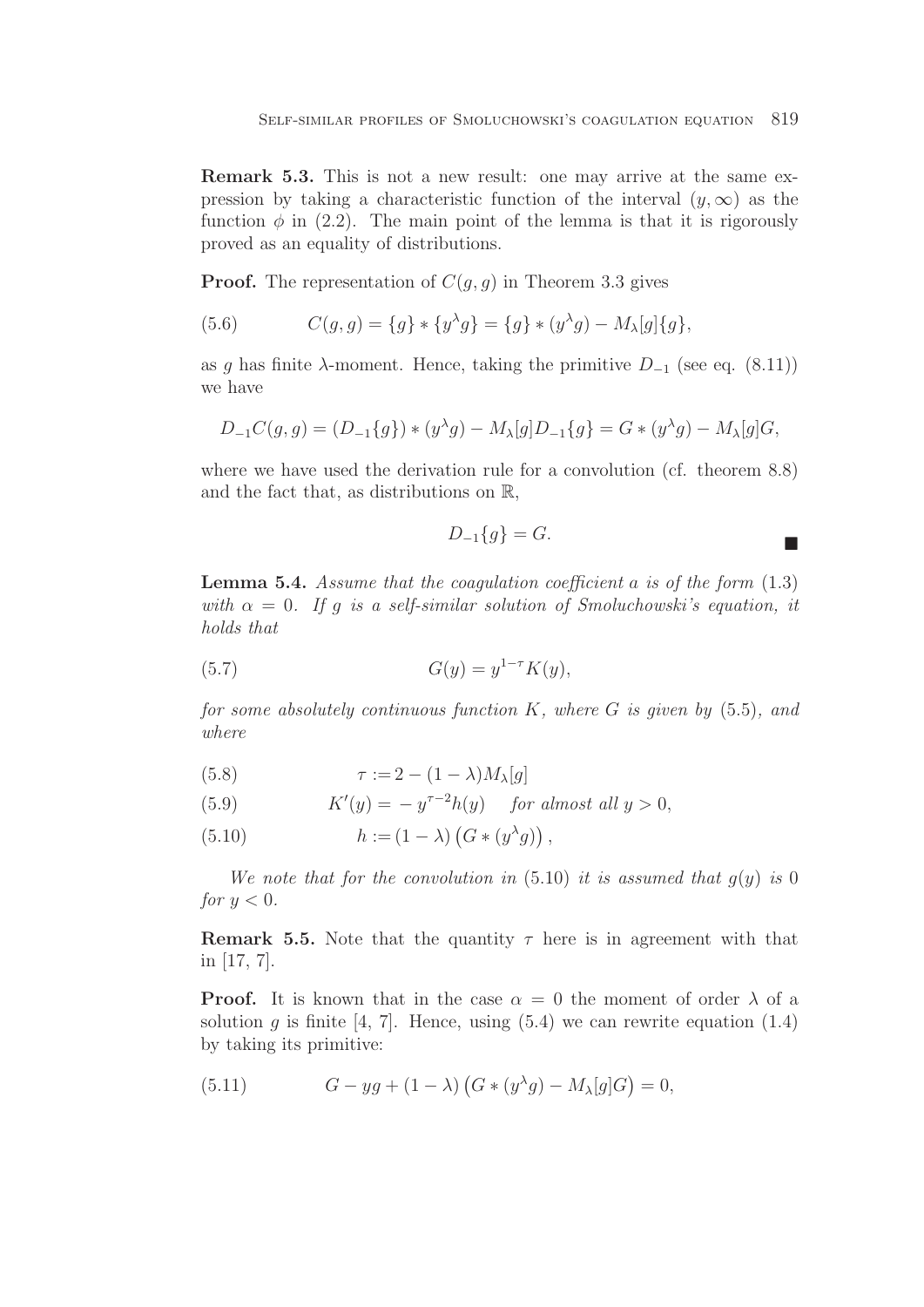**Remark 5.3.** This is not a new result: one may arrive at the same expression by taking a characteristic function of the interval $(y, \infty)$ as the function $\phi$ in (2.2). The main point of the lemma is that it is rigorously proved as an equality of distributions.

**Proof.** The representation of $C(g, g)$ in Theorem 3.3 gives

$$C(g, g) = \{g\} * \{y^\lambda g\} = \{g\} * (y^\lambda g) - M_\lambda[g]\{g\}, \tag{5.6}$$

as $g$ has finite $\lambda$-moment. Hence, taking the primitive $D_{-1}$ (see eq. (8.11)) we have

$$D_{-1}C(g, g) = (D_{-1}\{g\}) * (y^\lambda g) - M_\lambda[g]D_{-1}\{g\} = G * (y^\lambda g) - M_\lambda[g]G,$$

where we have used the derivation rule for a convolution (cf. theorem 8.8) and the fact that, as distributions on $\mathbb{R}$,

$$D_{-1}\{g\} = G.$$

■

**Lemma 5.4.** *Assume that the coagulation coefficient $a$ is of the form* (1.3) *with $\alpha = 0$. If $g$ is a self-similar solution of Smoluchowski's equation, it holds that*

$$G(y) = y^{1-\tau}K(y), \tag{5.7}$$

*for some absolutely continuous function $K$, where $G$ is given by* (5.5)*, and where*

$$\tau := 2 - (1 - \lambda)M_\lambda[g] \tag{5.8}$$

$$K'(y) = -y^{\tau-2}h(y) \quad \text{for almost all } y > 0, \tag{5.9}$$

$$h := (1 - \lambda)\left(G * (y^\lambda g)\right), \tag{5.10}$$

*We note that for the convolution in* (5.10) *it is assumed that $g(y)$ is 0 for $y < 0$.*

**Remark 5.5.** Note that the quantity $\tau$ here is in agreement with that in [17, 7].

**Proof.** It is known that in the case $\alpha = 0$ the moment of order $\lambda$ of a solution $g$ is finite [4, 7]. Hence, using (5.4) we can rewrite equation (1.4) by taking its primitive:

$$G - yg + (1 - \lambda)\left(G * (y^\lambda g) - M_\lambda[g]G\right) = 0, \tag{5.11}$$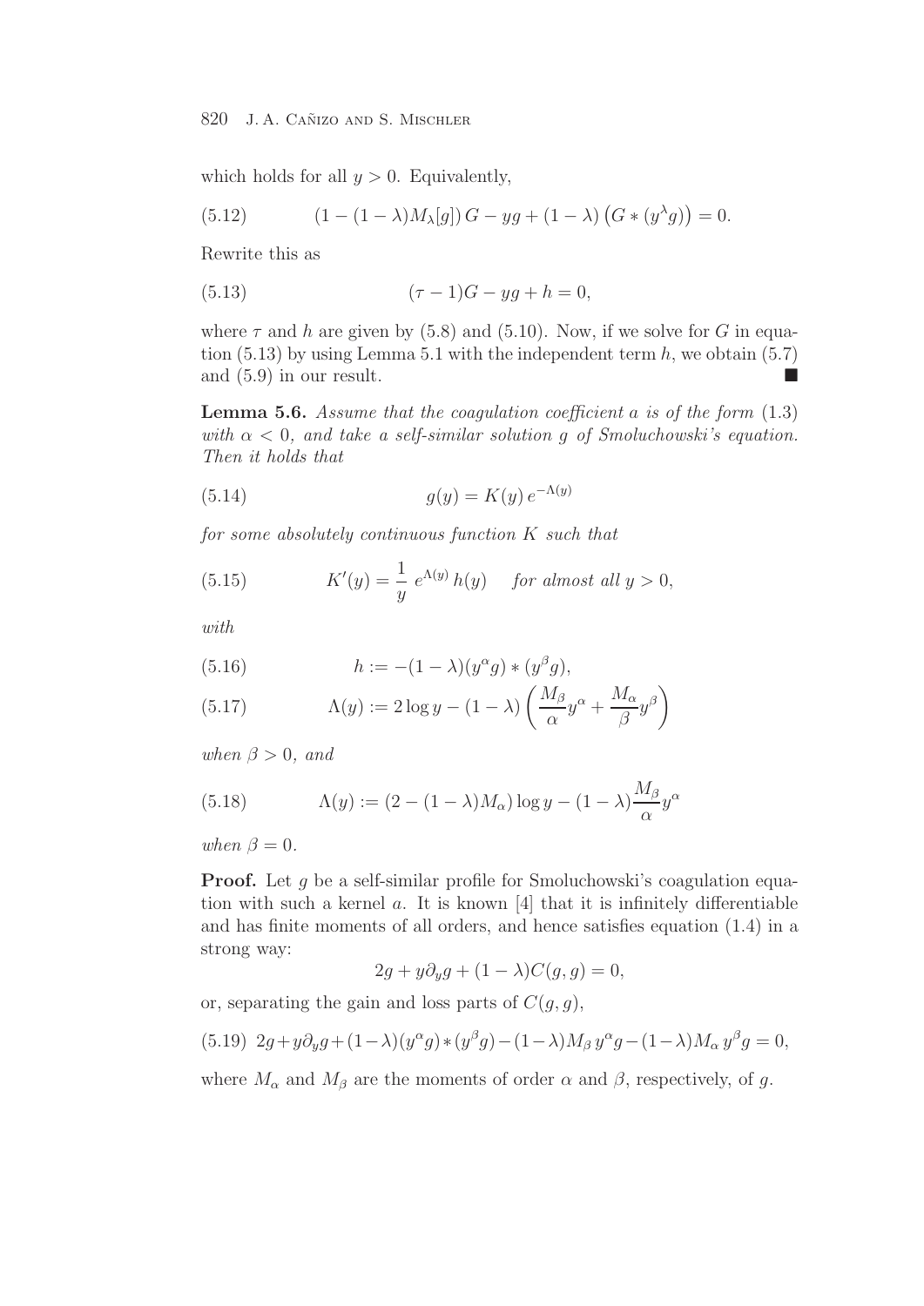which holds for all $y > 0$. Equivalently,

$$(1 - (1-\lambda)M_\lambda[g])\, G - yg + (1-\lambda)\left(G * (y^\lambda g)\right) = 0. \tag{5.12}$$

Rewrite this as

$$(\tau - 1)G - yg + h = 0, \tag{5.13}$$

where $\tau$ and $h$ are given by (5.8) and (5.10). Now, if we solve for $G$ in equation (5.13) by using Lemma 5.1 with the independent term $h$, we obtain (5.7) and (5.9) in our result. ■

**Lemma 5.6.** *Assume that the coagulation coefficient $a$ is of the form* (1.3) *with $\alpha < 0$, and take a self-similar solution $g$ of Smoluchowski's equation. Then it holds that*

$$g(y) = K(y)\, e^{-\Lambda(y)} \tag{5.14}$$

*for some absolutely continuous function $K$ such that*

$$K'(y) = \frac{1}{y}\, e^{\Lambda(y)}\, h(y) \quad \text{for almost all } y > 0, \tag{5.15}$$

*with*

$$h := -(1-\lambda)(y^\alpha g) * (y^\beta g), \tag{5.16}$$

$$\Lambda(y) := 2\log y - (1-\lambda)\left(\frac{M_\beta}{\alpha} y^\alpha + \frac{M_\alpha}{\beta} y^\beta\right) \tag{5.17}$$

*when $\beta > 0$, and*

$$\Lambda(y) := (2 - (1-\lambda)M_\alpha)\log y - (1-\lambda)\frac{M_\beta}{\alpha} y^\alpha \tag{5.18}$$

*when $\beta = 0$.*

**Proof.** Let $g$ be a self-similar profile for Smoluchowski's coagulation equation with such a kernel $a$. It is known [4] that it is infinitely differentiable and has finite moments of all orders, and hence satisfies equation (1.4) in a strong way:

$$2g + y\partial_y g + (1-\lambda)C(g,g) = 0,$$

or, separating the gain and loss parts of $C(g,g)$,

$$2g + y\partial_y g + (1-\lambda)(y^\alpha g) * (y^\beta g) - (1-\lambda)M_\beta\, y^\alpha g - (1-\lambda)M_\alpha\, y^\beta g = 0, \tag{5.19}$$

where $M_\alpha$ and $M_\beta$ are the moments of order $\alpha$ and $\beta$, respectively, of $g$.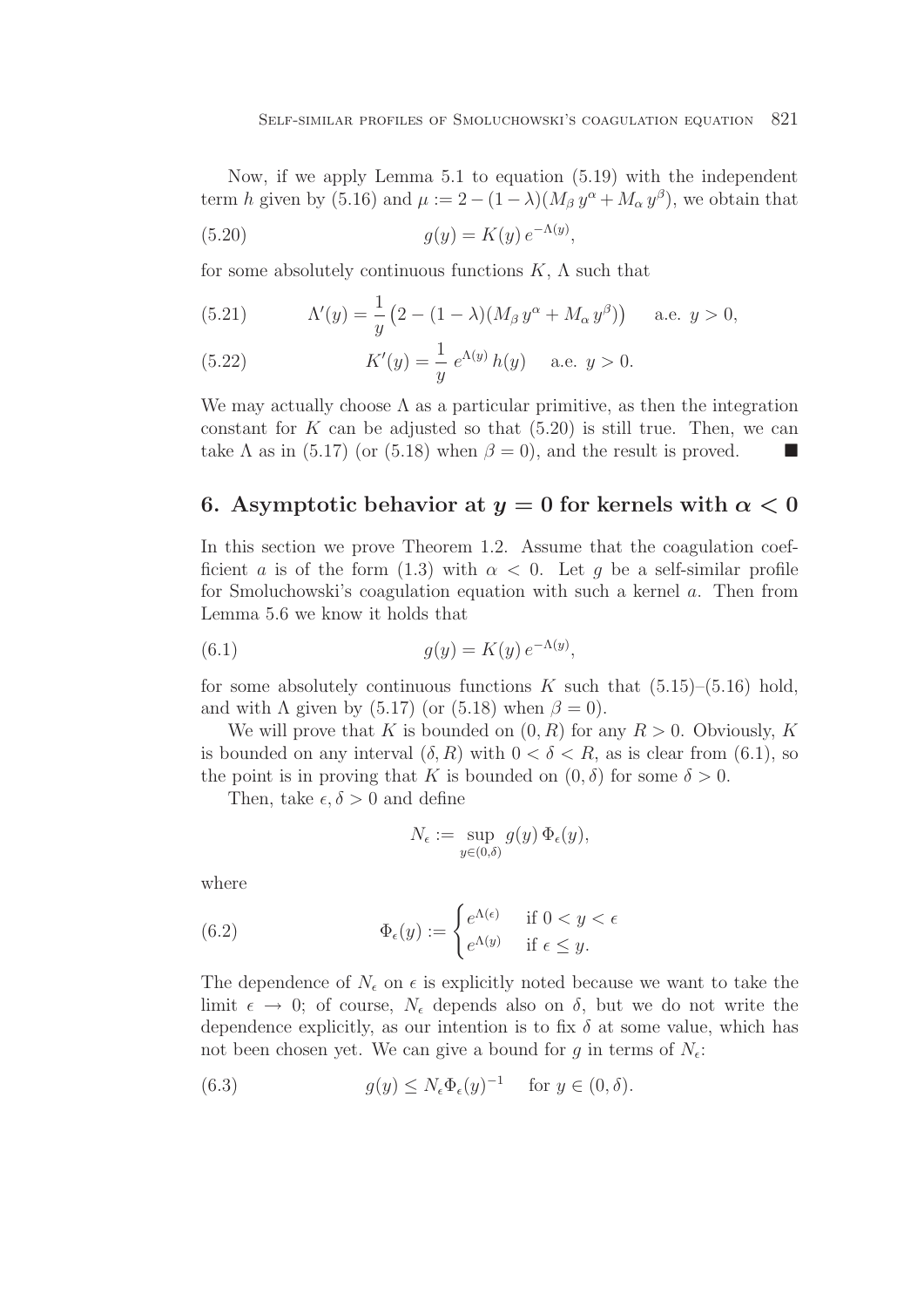Now, if we apply Lemma 5.1 to equation (5.19) with the independent term $h$ given by (5.16) and $\mu := 2 - (1-\lambda)(M_\beta\, y^\alpha + M_\alpha\, y^\beta)$, we obtain that

$$g(y) = K(y)\, e^{-\Lambda(y)}, \tag{5.20}$$

for some absolutely continuous functions $K$, $\Lambda$ such that

$$\Lambda'(y) = \frac{1}{y}\left(2 - (1-\lambda)(M_\beta\, y^\alpha + M_\alpha\, y^\beta)\right) \qquad \text{a.e. } y > 0, \tag{5.21}$$

$$K'(y) = \frac{1}{y}\, e^{\Lambda(y)}\, h(y) \qquad \text{a.e. } y > 0. \tag{5.22}$$

We may actually choose $\Lambda$ as a particular primitive, as then the integration constant for $K$ can be adjusted so that (5.20) is still true. Then, we can take $\Lambda$ as in (5.17) (or (5.18) when $\beta = 0$), and the result is proved. ∎

## 6. Asymptotic behavior at $y = 0$ for kernels with $\alpha < 0$

In this section we prove Theorem 1.2. Assume that the coagulation coefficient $a$ is of the form (1.3) with $\alpha < 0$. Let $g$ be a self-similar profile for Smoluchowski's coagulation equation with such a kernel $a$. Then from Lemma 5.6 we know it holds that

$$g(y) = K(y)\, e^{-\Lambda(y)}, \tag{6.1}$$

for some absolutely continuous functions $K$ such that (5.15)–(5.16) hold, and with $\Lambda$ given by (5.17) (or (5.18) when $\beta = 0$).

We will prove that $K$ is bounded on $(0, R)$ for any $R > 0$. Obviously, $K$ is bounded on any interval $(\delta, R)$ with $0 < \delta < R$, as is clear from (6.1), so the point is in proving that $K$ is bounded on $(0, \delta)$ for some $\delta > 0$.

Then, take $\epsilon, \delta > 0$ and define

$$N_\epsilon := \sup_{y \in (0,\delta)} g(y)\, \Phi_\epsilon(y),$$

where

$$\Phi_\epsilon(y) := \begin{cases} e^{\Lambda(\epsilon)} & \text{if } 0 < y < \epsilon \\ e^{\Lambda(y)} & \text{if } \epsilon \le y. \end{cases} \tag{6.2}$$

The dependence of $N_\epsilon$ on $\epsilon$ is explicitly noted because we want to take the limit $\epsilon \to 0$; of course, $N_\epsilon$ depends also on $\delta$, but we do not write the dependence explicitly, as our intention is to fix $\delta$ at some value, which has not been chosen yet. We can give a bound for $g$ in terms of $N_\epsilon$:

$$g(y) \le N_\epsilon \Phi_\epsilon(y)^{-1} \qquad \text{for } y \in (0, \delta). \tag{6.3}$$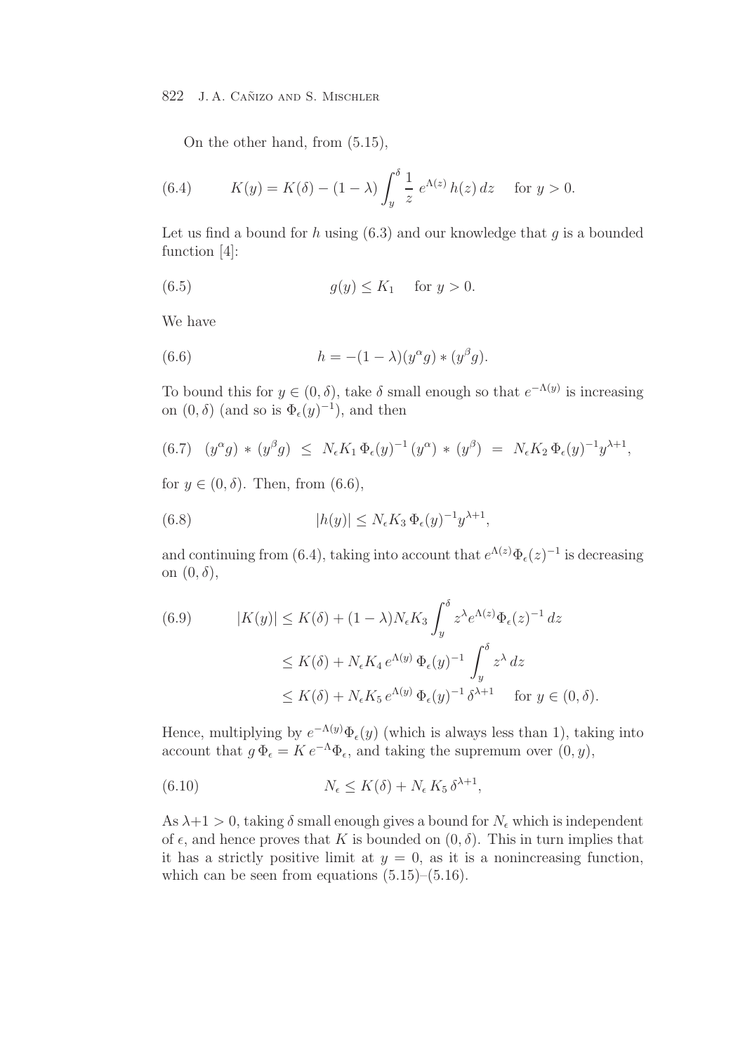On the other hand, from (5.15),

$$K(y) = K(\delta) - (1-\lambda) \int_y^\delta \frac{1}{z}\, e^{\Lambda(z)}\, h(z)\, dz \quad \text{ for } y > 0. \tag{6.4}$$

Let us find a bound for $h$ using (6.3) and our knowledge that $g$ is a bounded function [4]:

$$g(y) \le K_1 \quad \text{ for } y > 0. \tag{6.5}$$

We have

$$h = -(1-\lambda)(y^\alpha g) * (y^\beta g). \tag{6.6}$$

To bound this for $y \in (0,\delta)$, take $\delta$ small enough so that $e^{-\Lambda(y)}$ is increasing on $(0,\delta)$ (and so is $\Phi_\epsilon(y)^{-1}$), and then

$$(y^\alpha g) * (y^\beta g) \;\le\; N_\epsilon K_1\, \Phi_\epsilon(y)^{-1}\, (y^\alpha) * (y^\beta) \;=\; N_\epsilon K_2\, \Phi_\epsilon(y)^{-1} y^{\lambda+1}, \tag{6.7}$$

for $y \in (0,\delta)$. Then, from (6.6),

$$|h(y)| \le N_\epsilon K_3\, \Phi_\epsilon(y)^{-1} y^{\lambda+1}, \tag{6.8}$$

and continuing from (6.4), taking into account that $e^{\Lambda(z)}\Phi_\epsilon(z)^{-1}$ is decreasing on $(0,\delta)$,

$$\begin{aligned}
|K(y)| &\le K(\delta) + (1-\lambda) N_\epsilon K_3 \int_y^\delta z^\lambda e^{\Lambda(z)} \Phi_\epsilon(z)^{-1}\, dz \\
&\le K(\delta) + N_\epsilon K_4\, e^{\Lambda(y)}\, \Phi_\epsilon(y)^{-1} \int_y^\delta z^\lambda\, dz \\
&\le K(\delta) + N_\epsilon K_5\, e^{\Lambda(y)}\, \Phi_\epsilon(y)^{-1}\, \delta^{\lambda+1} \quad \text{ for } y \in (0,\delta).
\end{aligned} \tag{6.9}$$

Hence, multiplying by $e^{-\Lambda(y)}\Phi_\epsilon(y)$ (which is always less than 1), taking into account that $g\,\Phi_\epsilon = K\, e^{-\Lambda}\Phi_\epsilon$, and taking the supremum over $(0,y)$,

$$N_\epsilon \le K(\delta) + N_\epsilon\, K_5\, \delta^{\lambda+1}, \tag{6.10}$$

As $\lambda+1 > 0$, taking $\delta$ small enough gives a bound for $N_\epsilon$ which is independent of $\epsilon$, and hence proves that $K$ is bounded on $(0,\delta)$. This in turn implies that it has a strictly positive limit at $y = 0$, as it is a nonincreasing function, which can be seen from equations (5.15)–(5.16).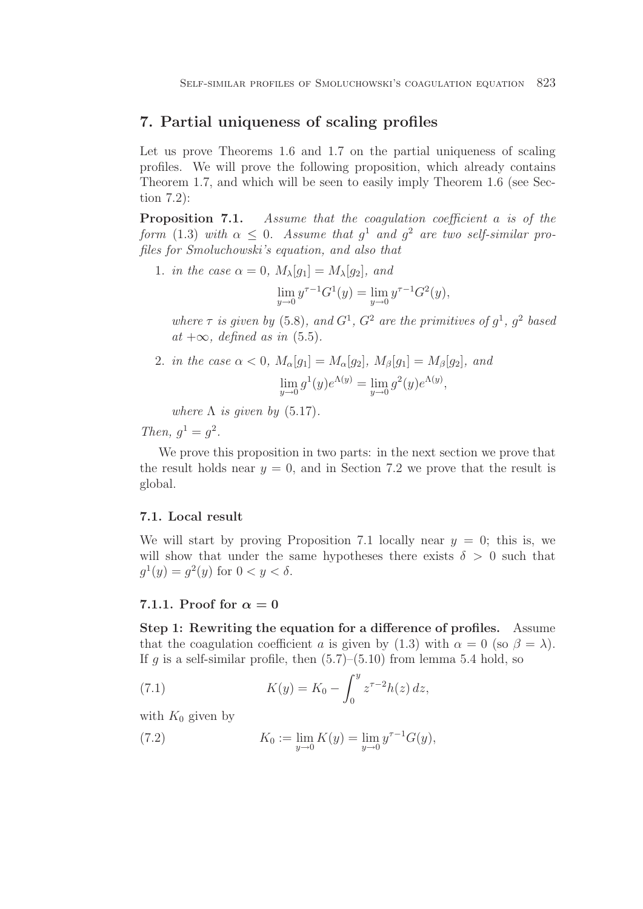## 7. Partial uniqueness of scaling profiles

Let us prove Theorems 1.6 and 1.7 on the partial uniqueness of scaling profiles. We will prove the following proposition, which already contains Theorem 1.7, and which will be seen to easily imply Theorem 1.6 (see Section 7.2):

**Proposition 7.1.** *Assume that the coagulation coefficient $a$ is of the form (1.3) with $\alpha \leq 0$. Assume that $g^1$ and $g^2$ are two self-similar profiles for Smoluchowski's equation, and also that*

1. *in the case $\alpha = 0$, $M_\lambda[g_1] = M_\lambda[g_2]$, and*
$$\lim_{y \to 0} y^{\tau-1} G^1(y) = \lim_{y \to 0} y^{\tau-1} G^2(y),$$
*where $\tau$ is given by (5.8), and $G^1$, $G^2$ are the primitives of $g^1$, $g^2$ based at $+\infty$, defined as in (5.5).*

2. *in the case $\alpha < 0$, $M_\alpha[g_1] = M_\alpha[g_2]$, $M_\beta[g_1] = M_\beta[g_2]$, and*
$$\lim_{y \to 0} g^1(y) e^{\Lambda(y)} = \lim_{y \to 0} g^2(y) e^{\Lambda(y)},$$
*where $\Lambda$ is given by (5.17).*

*Then, $g^1 = g^2$.*

We prove this proposition in two parts: in the next section we prove that the result holds near $y = 0$, and in Section 7.2 we prove that the result is global.

### 7.1. Local result

We will start by proving Proposition 7.1 locally near $y = 0$; this is, we will show that under the same hypotheses there exists $\delta > 0$ such that $g^1(y) = g^2(y)$ for $0 < y < \delta$.

#### 7.1.1. Proof for $\alpha = 0$

**Step 1: Rewriting the equation for a difference of profiles.** Assume that the coagulation coefficient $a$ is given by (1.3) with $\alpha = 0$ (so $\beta = \lambda$). If $g$ is a self-similar profile, then (5.7)–(5.10) from lemma 5.4 hold, so

$$K(y) = K_0 - \int_0^y z^{\tau-2} h(z)\, dz, \tag{7.1}$$

with $K_0$ given by

$$K_0 := \lim_{y \to 0} K(y) = \lim_{y \to 0} y^{\tau-1} G(y), \tag{7.2}$$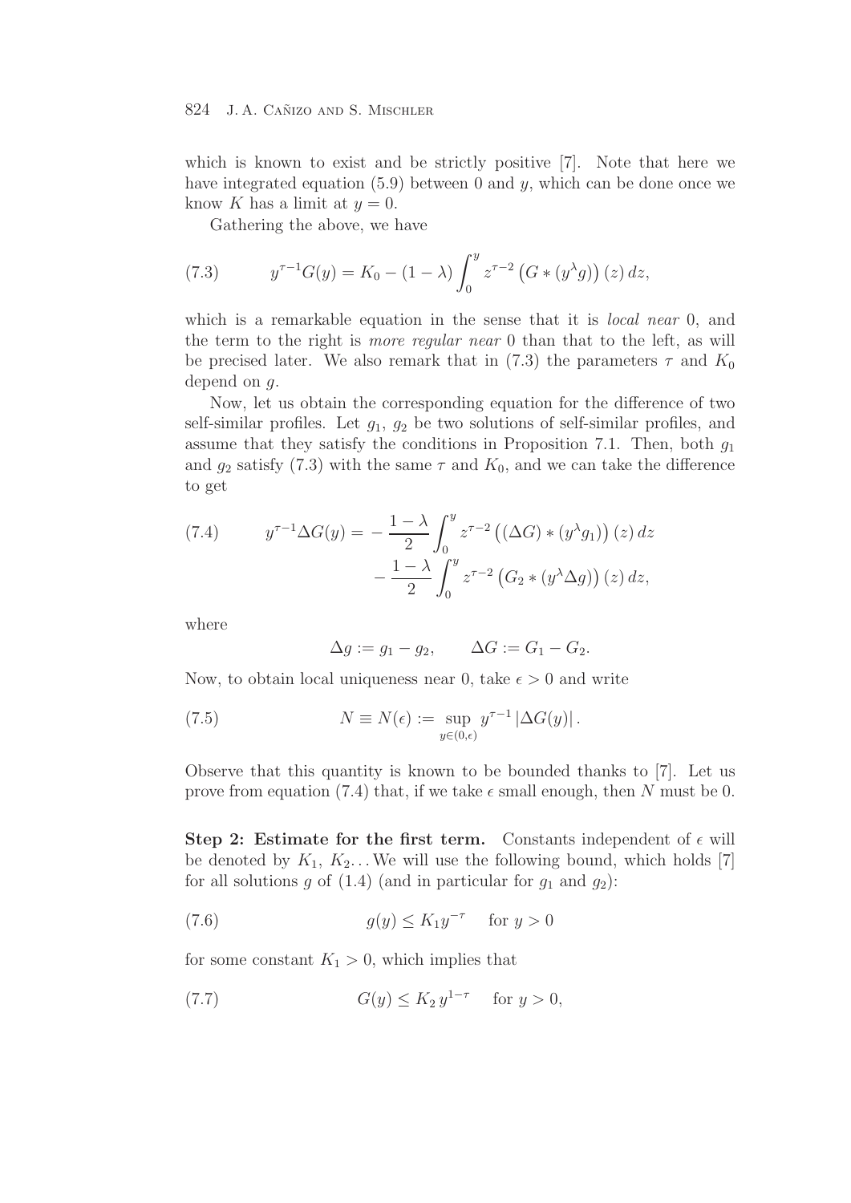which is known to exist and be strictly positive [7]. Note that here we have integrated equation (5.9) between 0 and $y$, which can be done once we know $K$ has a limit at $y = 0$.

Gathering the above, we have

$$y^{\tau-1}G(y) = K_0 - (1-\lambda)\int_0^y z^{\tau-2}\left(G * (y^\lambda g)\right)(z)\,dz, \tag{7.3}$$

which is a remarkable equation in the sense that it is *local near* 0, and the term to the right is *more regular near* 0 than that to the left, as will be precised later. We also remark that in (7.3) the parameters $\tau$ and $K_0$ depend on $g$.

Now, let us obtain the corresponding equation for the difference of two self-similar profiles. Let $g_1$, $g_2$ be two solutions of self-similar profiles, and assume that they satisfy the conditions in Proposition 7.1. Then, both $g_1$ and $g_2$ satisfy (7.3) with the same $\tau$ and $K_0$, and we can take the difference to get

$$\begin{aligned} y^{\tau-1}\Delta G(y) = &-\frac{1-\lambda}{2}\int_0^y z^{\tau-2}\left((\Delta G) * (y^\lambda g_1)\right)(z)\,dz \\ &-\frac{1-\lambda}{2}\int_0^y z^{\tau-2}\left(G_2 * (y^\lambda \Delta g)\right)(z)\,dz, \end{aligned} \tag{7.4}$$

where

$$\Delta g := g_1 - g_2, \qquad \Delta G := G_1 - G_2.$$

Now, to obtain local uniqueness near 0, take $\epsilon > 0$ and write

$$N \equiv N(\epsilon) := \sup_{y\in(0,\epsilon)} y^{\tau-1}\left|\Delta G(y)\right|. \tag{7.5}$$

Observe that this quantity is known to be bounded thanks to [7]. Let us prove from equation (7.4) that, if we take $\epsilon$ small enough, then $N$ must be 0.

**Step 2: Estimate for the first term.** Constants independent of $\epsilon$ will be denoted by $K_1$, $K_2$... We will use the following bound, which holds [7] for all solutions $g$ of (1.4) (and in particular for $g_1$ and $g_2$):

$$g(y) \le K_1 y^{-\tau} \quad \text{for } y > 0 \tag{7.6}$$

for some constant $K_1 > 0$, which implies that

$$G(y) \le K_2\, y^{1-\tau} \quad \text{for } y > 0, \tag{7.7}$$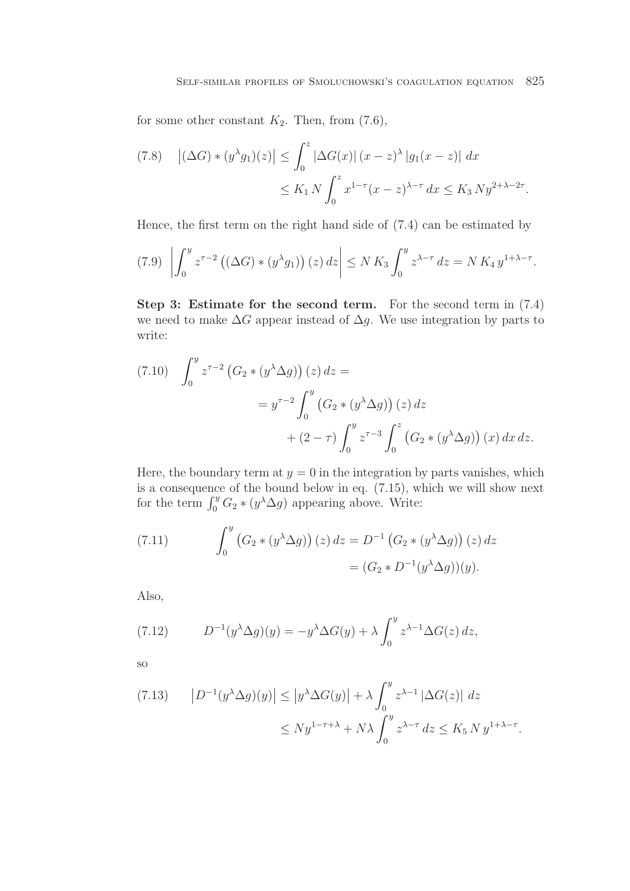for some other constant $K_2$. Then, from (7.6),

$$
(7.8) \quad \left|(\Delta G) * (y^\lambda g_1)(z)\right| \leq \int_0^z |\Delta G(x)|\, (x-z)^\lambda \,|g_1(x-z)|\; dx
$$
$$
\leq K_1\, N \int_0^z x^{1-\tau}(x-z)^{\lambda-\tau}\, dx \leq K_3\, N y^{2+\lambda-2\tau}.
$$

Hence, the first term on the right hand side of (7.4) can be estimated by

$$
(7.9) \quad \left|\int_0^y z^{\tau-2}\left((\Delta G) * (y^\lambda g_1)\right)(z)\, dz\right| \leq N\, K_3 \int_0^y z^{\lambda-\tau}\, dz = N\, K_4\, y^{1+\lambda-\tau}.
$$

**Step 3: Estimate for the second term.** For the second term in (7.4) we need to make $\Delta G$ appear instead of $\Delta g$. We use integration by parts to write:

$$
(7.10) \quad \int_0^y z^{\tau-2}\left(G_2 * (y^\lambda \Delta g)\right)(z)\, dz =
$$
$$
= y^{\tau-2} \int_0^y \left(G_2 * (y^\lambda \Delta g)\right)(z)\, dz
$$
$$
+ (2-\tau) \int_0^y z^{\tau-3} \int_0^z \left(G_2 * (y^\lambda \Delta g)\right)(x)\, dx\, dz.
$$

Here, the boundary term at $y = 0$ in the integration by parts vanishes, which is a consequence of the bound below in eq. (7.15), which we will show next for the term $\int_0^y G_2 * (y^\lambda \Delta g)$ appearing above. Write:

$$
(7.11) \quad \int_0^y \left(G_2 * (y^\lambda \Delta g)\right)(z)\, dz = D^{-1}\left(G_2 * (y^\lambda \Delta g)\right)(z)\, dz
$$
$$
= (G_2 * D^{-1}(y^\lambda \Delta g))(y).
$$

Also,

$$
(7.12) \quad D^{-1}(y^\lambda \Delta g)(y) = -y^\lambda \Delta G(y) + \lambda \int_0^y z^{\lambda-1} \Delta G(z)\, dz,
$$

so

$$
(7.13) \quad \left|D^{-1}(y^\lambda \Delta g)(y)\right| \leq \left|y^\lambda \Delta G(y)\right| + \lambda \int_0^y z^{\lambda-1}\, |\Delta G(z)|\; dz
$$
$$
\leq N y^{1-\tau+\lambda} + N\lambda \int_0^y z^{\lambda-\tau}\, dz \leq K_5\, N\, y^{1+\lambda-\tau}.
$$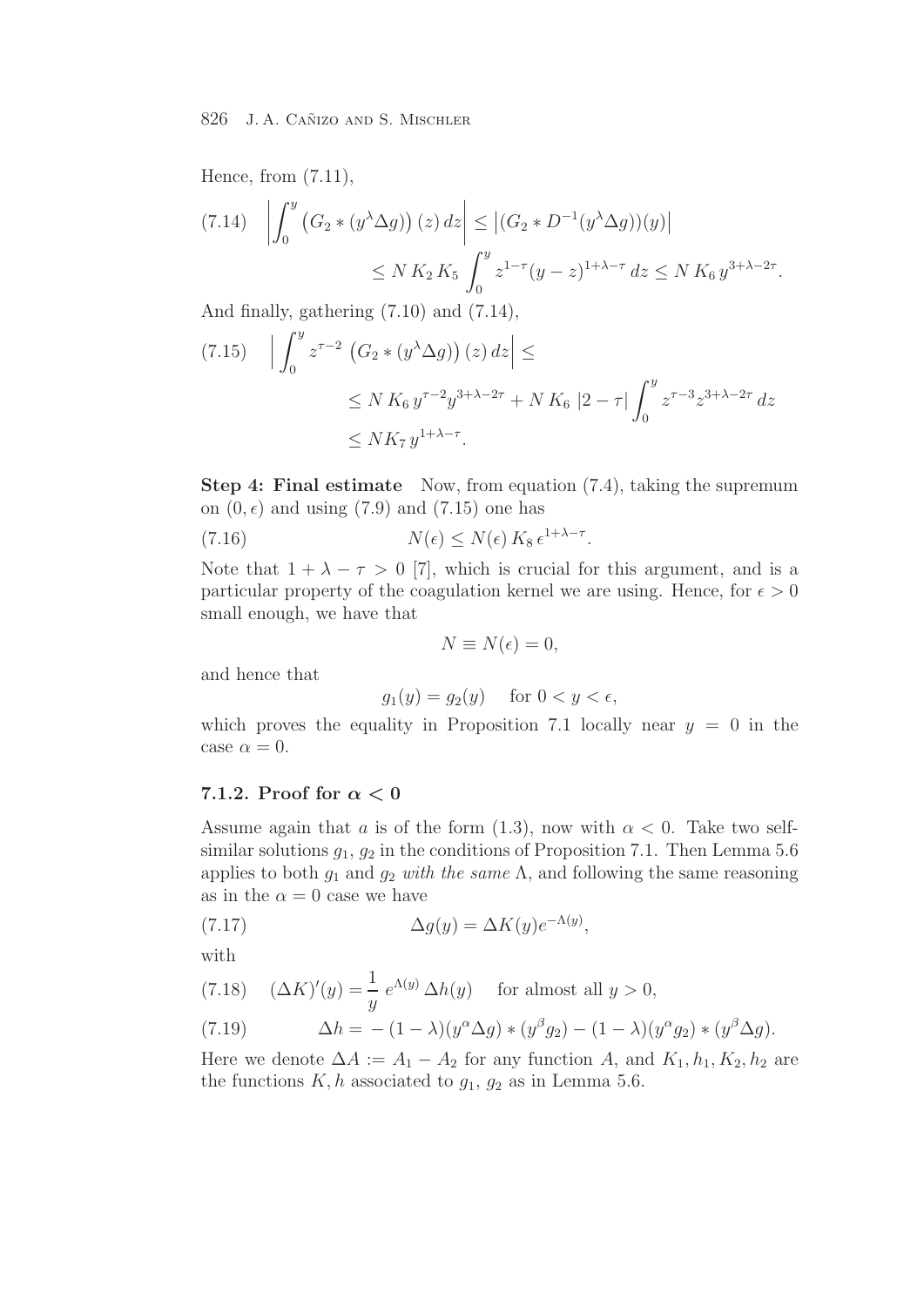Hence, from (7.11),

$$\left|\int_0^y \left(G_2 * (y^\lambda \Delta g)\right)(z)\,dz\right| \le \left|(G_2 * D^{-1}(y^\lambda \Delta g))(y)\right| \le N\,K_2\,K_5 \int_0^y z^{1-\tau}(y-z)^{1+\lambda-\tau}\,dz \le N\,K_6\,y^{3+\lambda-2\tau}. \tag{7.14}$$

And finally, gathering (7.10) and (7.14),

$$\begin{aligned} \Big|\int_0^y z^{\tau-2}\left(G_2 * (y^\lambda \Delta g)\right)(z)\,dz\Big| &\le \\ &\le N\,K_6\,y^{\tau-2}y^{3+\lambda-2\tau} + N\,K_6\,|2-\tau|\int_0^y z^{\tau-3}z^{3+\lambda-2\tau}\,dz \\ &\le NK_7\,y^{1+\lambda-\tau}. \end{aligned} \tag{7.15}$$

**Step 4: Final estimate** Now, from equation (7.4), taking the supremum on $(0,\epsilon)$ and using (7.9) and (7.15) one has

$$N(\epsilon) \le N(\epsilon)\,K_8\,\epsilon^{1+\lambda-\tau}. \tag{7.16}$$

Note that $1+\lambda-\tau > 0$ [7], which is crucial for this argument, and is a particular property of the coagulation kernel we are using. Hence, for $\epsilon > 0$ small enough, we have that

$$N \equiv N(\epsilon) = 0,$$

and hence that

$$g_1(y) = g_2(y) \quad \text{ for } 0 < y < \epsilon,$$

which proves the equality in Proposition 7.1 locally near $y = 0$ in the case $\alpha = 0$.

### 7.1.2. Proof for $\alpha < 0$

Assume again that $a$ is of the form (1.3), now with $\alpha < 0$. Take two self-similar solutions $g_1$, $g_2$ in the conditions of Proposition 7.1. Then Lemma 5.6 applies to both $g_1$ and $g_2$ *with the same* $\Lambda$, and following the same reasoning as in the $\alpha = 0$ case we have

$$\Delta g(y) = \Delta K(y) e^{-\Lambda(y)}, \tag{7.17}$$

with

$$(\Delta K)'(y) = \frac{1}{y}\,e^{\Lambda(y)}\,\Delta h(y) \quad \text{ for almost all } y > 0, \tag{7.18}$$

$$\Delta h = -(1-\lambda)(y^\alpha \Delta g) * (y^\beta g_2) - (1-\lambda)(y^\alpha g_2) * (y^\beta \Delta g). \tag{7.19}$$

Here we denote $\Delta A := A_1 - A_2$ for any function $A$, and $K_1, h_1, K_2, h_2$ are the functions $K, h$ associated to $g_1$, $g_2$ as in Lemma 5.6.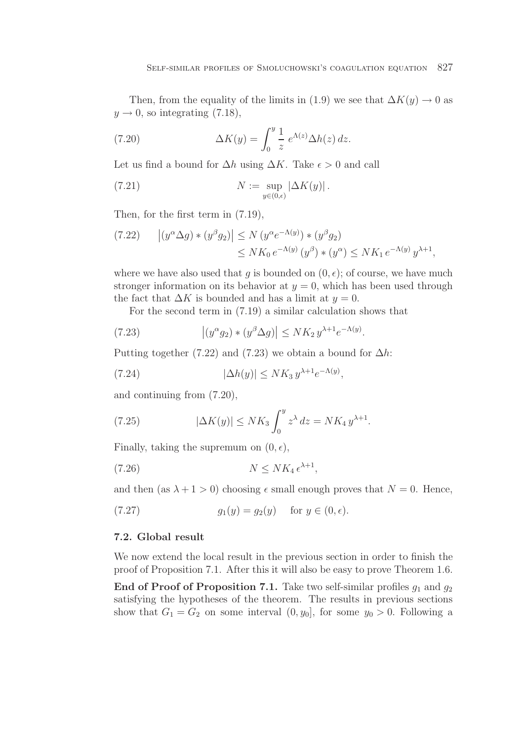Then, from the equality of the limits in (1.9) we see that $\Delta K(y) \to 0$ as $y \to 0$, so integrating (7.18),

$$\Delta K(y) = \int_0^y \frac{1}{z} \, e^{\Lambda(z)} \Delta h(z) \, dz. \tag{7.20}$$

Let us find a bound for $\Delta h$ using $\Delta K$. Take $\epsilon > 0$ and call

$$N := \sup_{y \in (0,\epsilon)} |\Delta K(y)| . \tag{7.21}$$

Then, for the first term in (7.19),

$$\begin{aligned} \left|(y^\alpha \Delta g) * (y^\beta g_2)\right| &\le N \, (y^\alpha e^{-\Lambda(y)}) * (y^\beta g_2) \\ &\le N K_0 \, e^{-\Lambda(y)} \, (y^\beta) * (y^\alpha) \le N K_1 \, e^{-\Lambda(y)} \, y^{\lambda+1}, \end{aligned} \tag{7.22}$$

where we have also used that $g$ is bounded on $(0, \epsilon)$; of course, we have much stronger information on its behavior at $y = 0$, which has been used through the fact that $\Delta K$ is bounded and has a limit at $y = 0$.

For the second term in (7.19) a similar calculation shows that

$$\left|(y^\alpha g_2) * (y^\beta \Delta g)\right| \le N K_2 \, y^{\lambda+1} e^{-\Lambda(y)}. \tag{7.23}$$

Putting together (7.22) and (7.23) we obtain a bound for $\Delta h$:

$$|\Delta h(y)| \le N K_3 \, y^{\lambda+1} e^{-\Lambda(y)}, \tag{7.24}$$

and continuing from (7.20),

$$|\Delta K(y)| \le N K_3 \int_0^y z^\lambda \, dz = N K_4 \, y^{\lambda+1}. \tag{7.25}$$

Finally, taking the supremum on $(0, \epsilon)$,

$$N \le N K_4 \, \epsilon^{\lambda+1}, \tag{7.26}$$

and then (as $\lambda + 1 > 0$) choosing $\epsilon$ small enough proves that $N = 0$. Hence,

$$g_1(y) = g_2(y) \quad \text{ for } y \in (0, \epsilon). \tag{7.27}$$

### 7.2. Global result

We now extend the local result in the previous section in order to finish the proof of Proposition 7.1. After this it will also be easy to prove Theorem 1.6.

**End of Proof of Proposition 7.1.** Take two self-similar profiles $g_1$ and $g_2$ satisfying the hypotheses of the theorem. The results in previous sections show that $G_1 = G_2$ on some interval $(0, y_0]$, for some $y_0 > 0$. Following a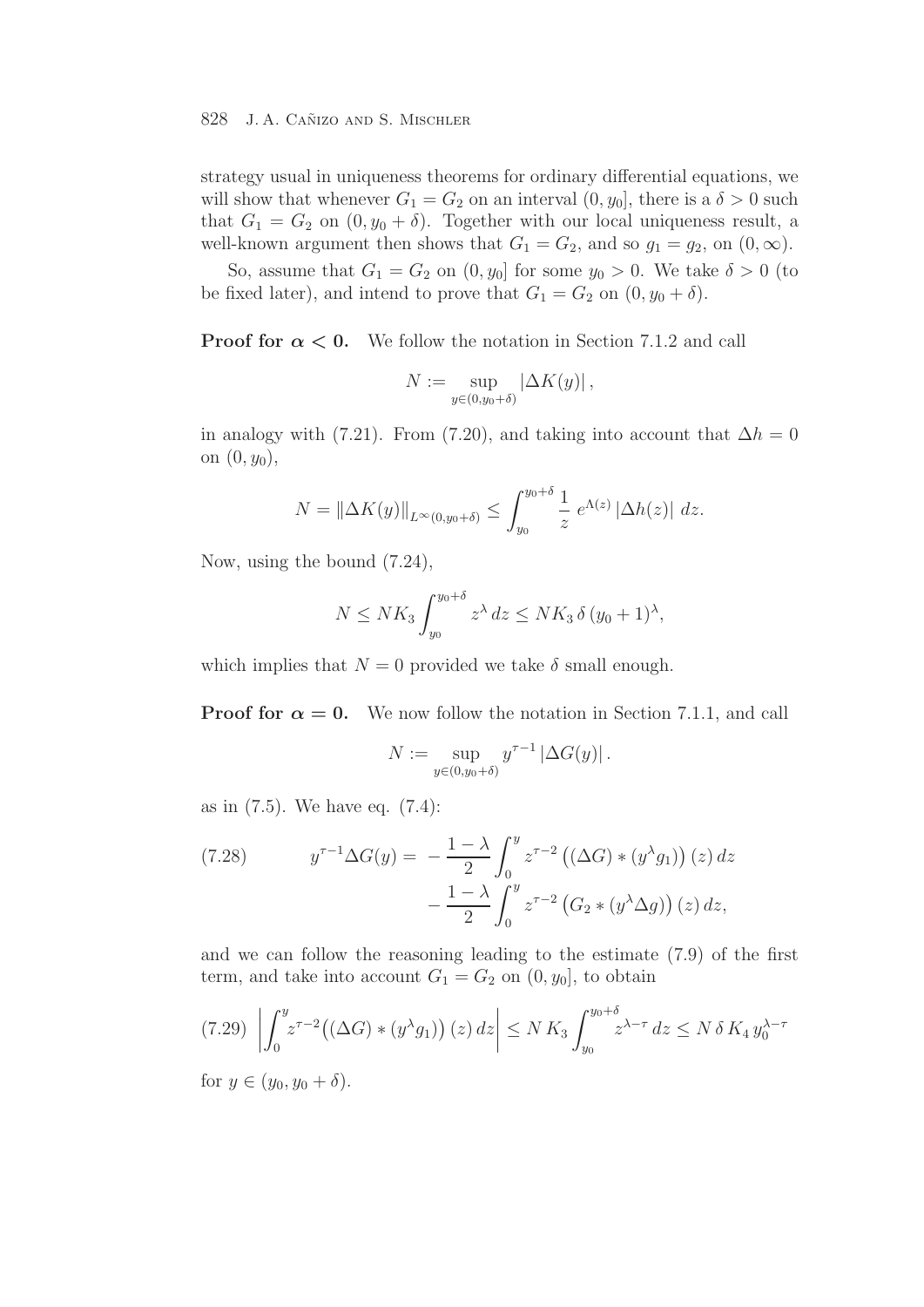strategy usual in uniqueness theorems for ordinary differential equations, we will show that whenever $G_1 = G_2$ on an interval $(0, y_0]$, there is a $\delta > 0$ such that $G_1 = G_2$ on $(0, y_0 + \delta)$. Together with our local uniqueness result, a well-known argument then shows that $G_1 = G_2$, and so $g_1 = g_2$, on $(0, \infty)$.

So, assume that $G_1 = G_2$ on $(0, y_0]$ for some $y_0 > 0$. We take $\delta > 0$ (to be fixed later), and intend to prove that $G_1 = G_2$ on $(0, y_0 + \delta)$.

**Proof for $\alpha < 0$.** We follow the notation in Section 7.1.2 and call

$$N := \sup_{y \in (0, y_0 + \delta)} |\Delta K(y)| ,$$

in analogy with (7.21). From (7.20), and taking into account that $\Delta h = 0$ on $(0, y_0)$,

$$N = \|\Delta K(y)\|_{L^\infty(0, y_0+\delta)} \leq \int_{y_0}^{y_0+\delta} \frac{1}{z} \, e^{\Lambda(z)} \, |\Delta h(z)| \, dz.$$

Now, using the bound (7.24),

$$N \leq N K_3 \int_{y_0}^{y_0+\delta} z^\lambda \, dz \leq N K_3 \, \delta \, (y_0 + 1)^\lambda,$$

which implies that $N = 0$ provided we take $\delta$ small enough.

**Proof for $\alpha = 0$.** We now follow the notation in Section 7.1.1, and call

$$N := \sup_{y \in (0, y_0+\delta)} y^{\tau - 1} \, |\Delta G(y)| \, .$$

as in (7.5). We have eq. (7.4):

$$\begin{aligned} y^{\tau-1} \Delta G(y) = & -\frac{1-\lambda}{2} \int_0^y z^{\tau-2} \left( (\Delta G) * (y^\lambda g_1) \right)(z) \, dz \\ & - \frac{1-\lambda}{2} \int_0^y z^{\tau-2} \left( G_2 * (y^\lambda \Delta g) \right)(z) \, dz, \end{aligned} \tag{7.28}$$

and we can follow the reasoning leading to the estimate (7.9) of the first term, and take into account $G_1 = G_2$ on $(0, y_0]$, to obtain

$$\left| \int_0^y z^{\tau-2} \left( (\Delta G) * (y^\lambda g_1) \right)(z) \, dz \right| \leq N \, K_3 \int_{y_0}^{y_0+\delta} z^{\lambda - \tau} \, dz \leq N \, \delta \, K_4 \, y_0^{\lambda - \tau} \tag{7.29}$$

for $y \in (y_0, y_0 + \delta)$.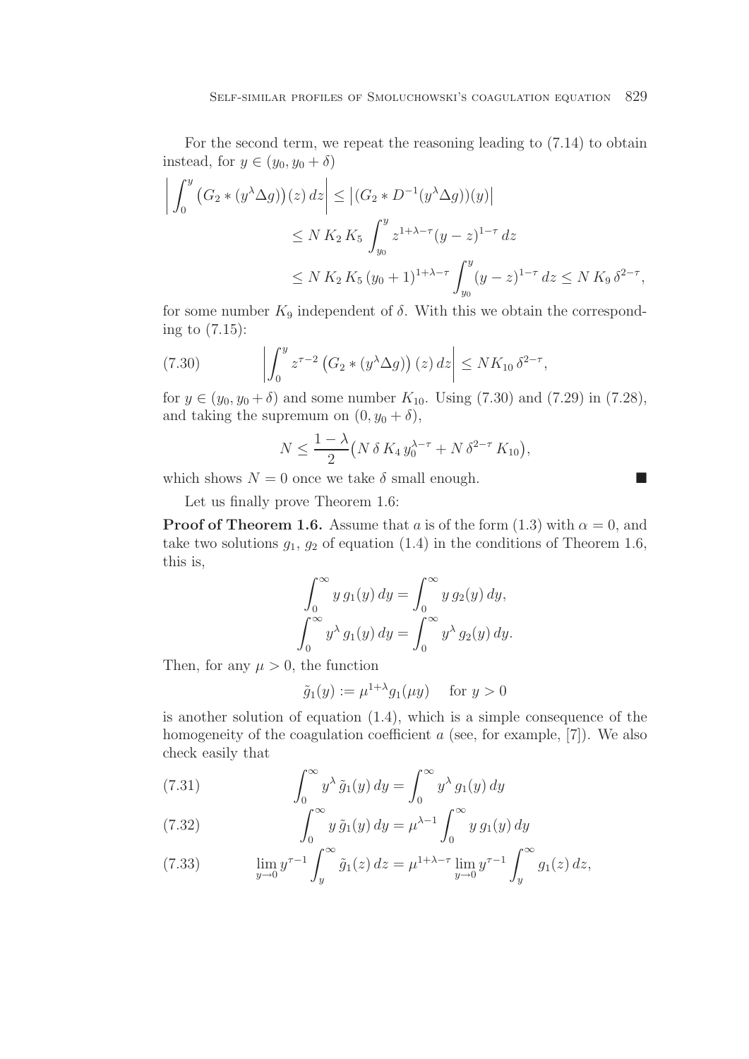For the second term, we repeat the reasoning leading to (7.14) to obtain instead, for $y \in (y_0, y_0 + \delta)$

$$
\begin{aligned}
\left| \int_0^y \big(G_2 * (y^\lambda \Delta g)\big)(z)\, dz \right| &\leq \left|(G_2 * D^{-1}(y^\lambda \Delta g))(y)\right| \\
&\leq N\, K_2\, K_5 \int_{y_0}^y z^{1+\lambda-\tau}(y-z)^{1-\tau}\, dz \\
&\leq N\, K_2\, K_5\, (y_0+1)^{1+\lambda-\tau} \int_{y_0}^y (y-z)^{1-\tau}\, dz \leq N\, K_9\, \delta^{2-\tau},
\end{aligned}
$$

for some number $K_9$ independent of $\delta$. With this we obtain the corresponding to (7.15):

$$
\left| \int_0^y z^{\tau-2} \left(G_2 * (y^\lambda \Delta g)\right)(z)\, dz \right| \leq N K_{10}\, \delta^{2-\tau}, \tag{7.30}
$$

for $y \in (y_0, y_0 + \delta)$ and some number $K_{10}$. Using (7.30) and (7.29) in (7.28), and taking the supremum on $(0, y_0 + \delta)$,

$$
N \leq \frac{1-\lambda}{2}\big(N\, \delta\, K_4\, y_0^{\lambda-\tau} + N\, \delta^{2-\tau}\, K_{10}\big),
$$

which shows $N = 0$ once we take $\delta$ small enough. ■

Let us finally prove Theorem 1.6:

**Proof of Theorem 1.6.** Assume that $a$ is of the form (1.3) with $\alpha = 0$, and take two solutions $g_1$, $g_2$ of equation (1.4) in the conditions of Theorem 1.6, this is,

$$
\int_0^\infty y\, g_1(y)\, dy = \int_0^\infty y\, g_2(y)\, dy,
$$

$$
\int_0^\infty y^\lambda\, g_1(y)\, dy = \int_0^\infty y^\lambda\, g_2(y)\, dy.
$$

Then, for any $\mu > 0$, the function

$$
\tilde{g}_1(y) := \mu^{1+\lambda} g_1(\mu y) \quad \text{ for } y > 0
$$

is another solution of equation (1.4), which is a simple consequence of the homogeneity of the coagulation coefficient $a$ (see, for example, [7]). We also check easily that

$$
\int_0^\infty y^\lambda\, \tilde{g}_1(y)\, dy = \int_0^\infty y^\lambda\, g_1(y)\, dy \tag{7.31}
$$

$$
\int_0^\infty y\, \tilde{g}_1(y)\, dy = \mu^{\lambda-1} \int_0^\infty y\, g_1(y)\, dy \tag{7.32}
$$

$$
\lim_{y\to 0} y^{\tau-1} \int_y^\infty \tilde{g}_1(z)\, dz = \mu^{1+\lambda-\tau} \lim_{y \to 0} y^{\tau-1} \int_y^\infty g_1(z)\, dz, \tag{7.33}
$$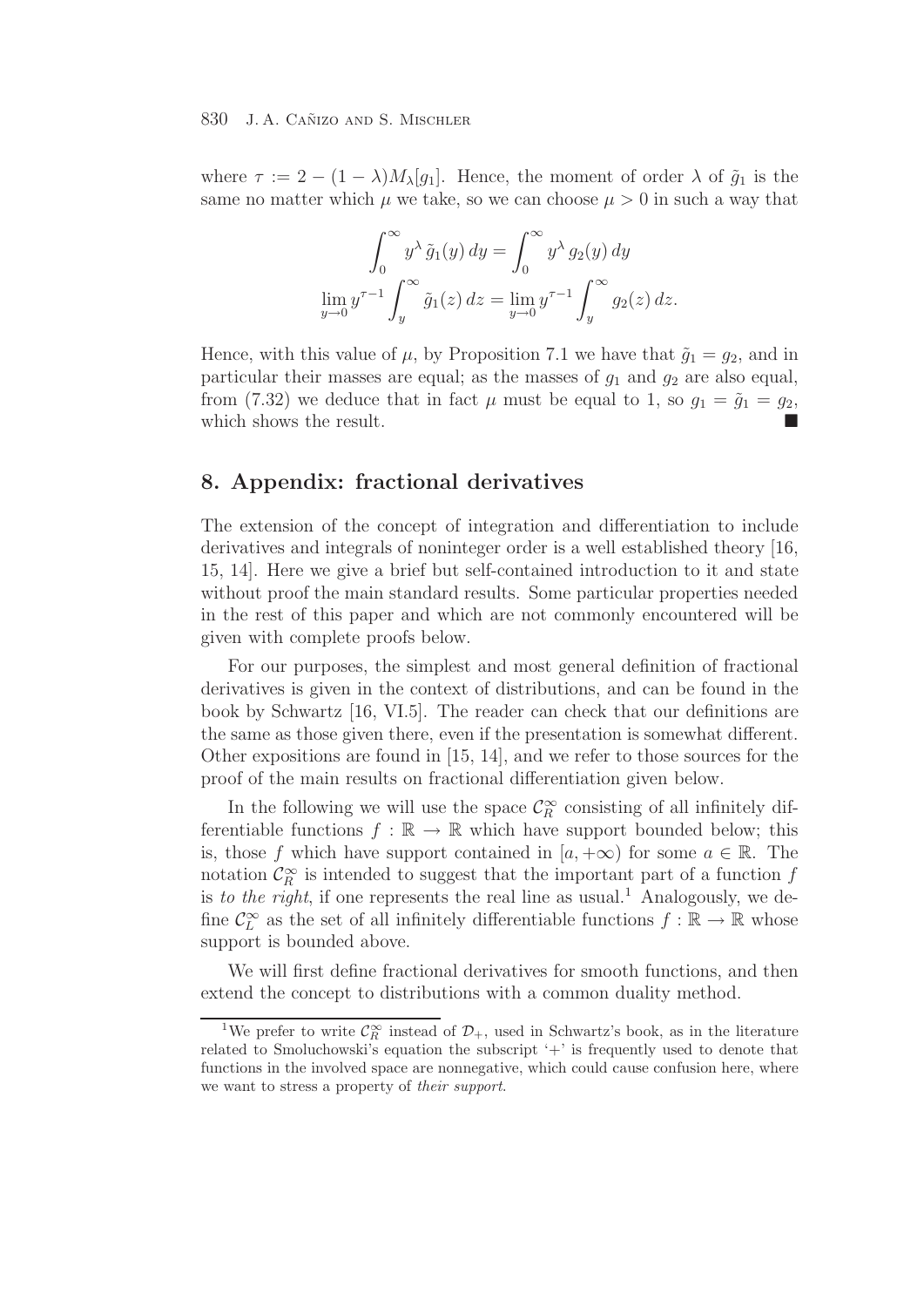where $\tau := 2 - (1-\lambda) M_\lambda[g_1]$. Hence, the moment of order $\lambda$ of $\tilde{g}_1$ is the same no matter which $\mu$ we take, so we can choose $\mu > 0$ in such a way that

$$
\begin{gathered}
\int_0^\infty y^\lambda \, \tilde{g}_1(y) \, dy = \int_0^\infty y^\lambda \, g_2(y) \, dy \\
\lim_{y \to 0} y^{\tau - 1} \int_y^\infty \tilde{g}_1(z) \, dz = \lim_{y \to 0} y^{\tau - 1} \int_y^\infty g_2(z) \, dz.
\end{gathered}
$$

Hence, with this value of $\mu$, by Proposition 7.1 we have that $\tilde{g}_1 = g_2$, and in particular their masses are equal; as the masses of $g_1$ and $g_2$ are also equal, from (7.32) we deduce that in fact $\mu$ must be equal to 1, so $g_1 = \tilde{g}_1 = g_2$, which shows the result. ∎

## 8. Appendix: fractional derivatives

The extension of the concept of integration and differentiation to include derivatives and integrals of noninteger order is a well established theory [16, 15, 14]. Here we give a brief but self-contained introduction to it and state without proof the main standard results. Some particular properties needed in the rest of this paper and which are not commonly encountered will be given with complete proofs below.

For our purposes, the simplest and most general definition of fractional derivatives is given in the context of distributions, and can be found in the book by Schwartz [16, VI.5]. The reader can check that our definitions are the same as those given there, even if the presentation is somewhat different. Other expositions are found in [15, 14], and we refer to those sources for the proof of the main results on fractional differentiation given below.

In the following we will use the space $\mathcal{C}_R^\infty$ consisting of all infinitely differentiable functions $f : \mathbb{R} \to \mathbb{R}$ which have support bounded below; this is, those $f$ which have support contained in $[a, +\infty)$ for some $a \in \mathbb{R}$. The notation $\mathcal{C}_R^\infty$ is intended to suggest that the important part of a function $f$ is *to the right*, if one represents the real line as usual.[1] Analogously, we define $\mathcal{C}_L^\infty$ as the set of all infinitely differentiable functions $f : \mathbb{R} \to \mathbb{R}$ whose support is bounded above.

We will first define fractional derivatives for smooth functions, and then extend the concept to distributions with a common duality method.

[1] We prefer to write $\mathcal{C}_R^\infty$ instead of $\mathcal{D}_+$, used in Schwartz's book, as in the literature related to Smoluchowski's equation the subscript '+' is frequently used to denote that functions in the involved space are nonnegative, which could cause confusion here, where we want to stress a property of *their support*.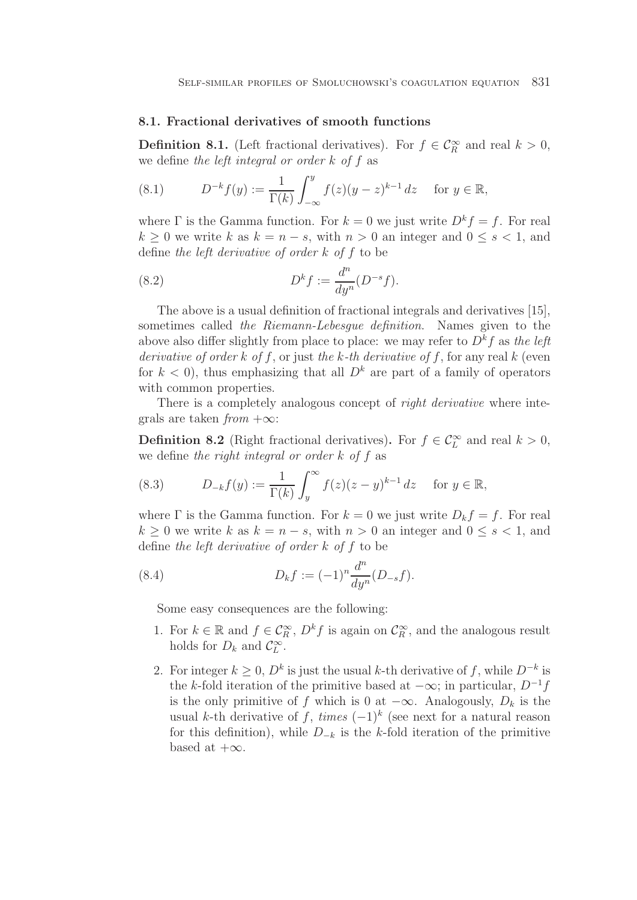### 8.1. Fractional derivatives of smooth functions

**Definition 8.1.** (Left fractional derivatives). For $f \in \mathcal{C}_R^\infty$ and real $k > 0$, we define *the left integral or order $k$ of $f$* as

$$D^{-k} f(y) := \frac{1}{\Gamma(k)} \int_{-\infty}^{y} f(z)(y-z)^{k-1}\, dz \quad \text{for } y \in \mathbb{R}, \tag{8.1}$$

where $\Gamma$ is the Gamma function. For $k = 0$ we just write $D^k f = f$. For real $k \geq 0$ we write $k$ as $k = n - s$, with $n > 0$ an integer and $0 \leq s < 1$, and define *the left derivative of order $k$ of $f$* to be

$$D^k f := \frac{d^n}{dy^n}(D^{-s} f). \tag{8.2}$$

The above is a usual definition of fractional integrals and derivatives [15], sometimes called *the Riemann-Lebesgue definition*. Names given to the above also differ slightly from place to place: we may refer to $D^k f$ as *the left derivative of order $k$ of $f$*, or just *the $k$-th derivative of $f$*, for any real $k$ (even for $k < 0$), thus emphasizing that all $D^k$ are part of a family of operators with common properties.

There is a completely analogous concept of *right derivative* where integrals are taken *from $+\infty$*:

**Definition 8.2** (Right fractional derivatives)**.** For $f \in \mathcal{C}_L^\infty$ and real $k > 0$, we define *the right integral or order $k$ of $f$* as

$$D_{-k} f(y) := \frac{1}{\Gamma(k)} \int_{y}^{\infty} f(z)(z-y)^{k-1}\, dz \quad \text{for } y \in \mathbb{R}, \tag{8.3}$$

where $\Gamma$ is the Gamma function. For $k = 0$ we just write $D_k f = f$. For real $k \geq 0$ we write $k$ as $k = n - s$, with $n > 0$ an integer and $0 \leq s < 1$, and define *the left derivative of order $k$ of $f$* to be

$$D_k f := (-1)^n \frac{d^n}{dy^n}(D_{-s} f). \tag{8.4}$$

Some easy consequences are the following:

1. For $k \in \mathbb{R}$ and $f \in \mathcal{C}_R^\infty$, $D^k f$ is again on $\mathcal{C}_R^\infty$, and the analogous result holds for $D_k$ and $\mathcal{C}_L^\infty$.
2. For integer $k \geq 0$, $D^k$ is just the usual $k$-th derivative of $f$, while $D^{-k}$ is the $k$-fold iteration of the primitive based at $-\infty$; in particular, $D^{-1} f$ is the only primitive of $f$ which is 0 at $-\infty$. Analogously, $D_k$ is the usual $k$-th derivative of $f$, *times* $(-1)^k$ (see next for a natural reason for this definition), while $D_{-k}$ is the $k$-fold iteration of the primitive based at $+\infty$.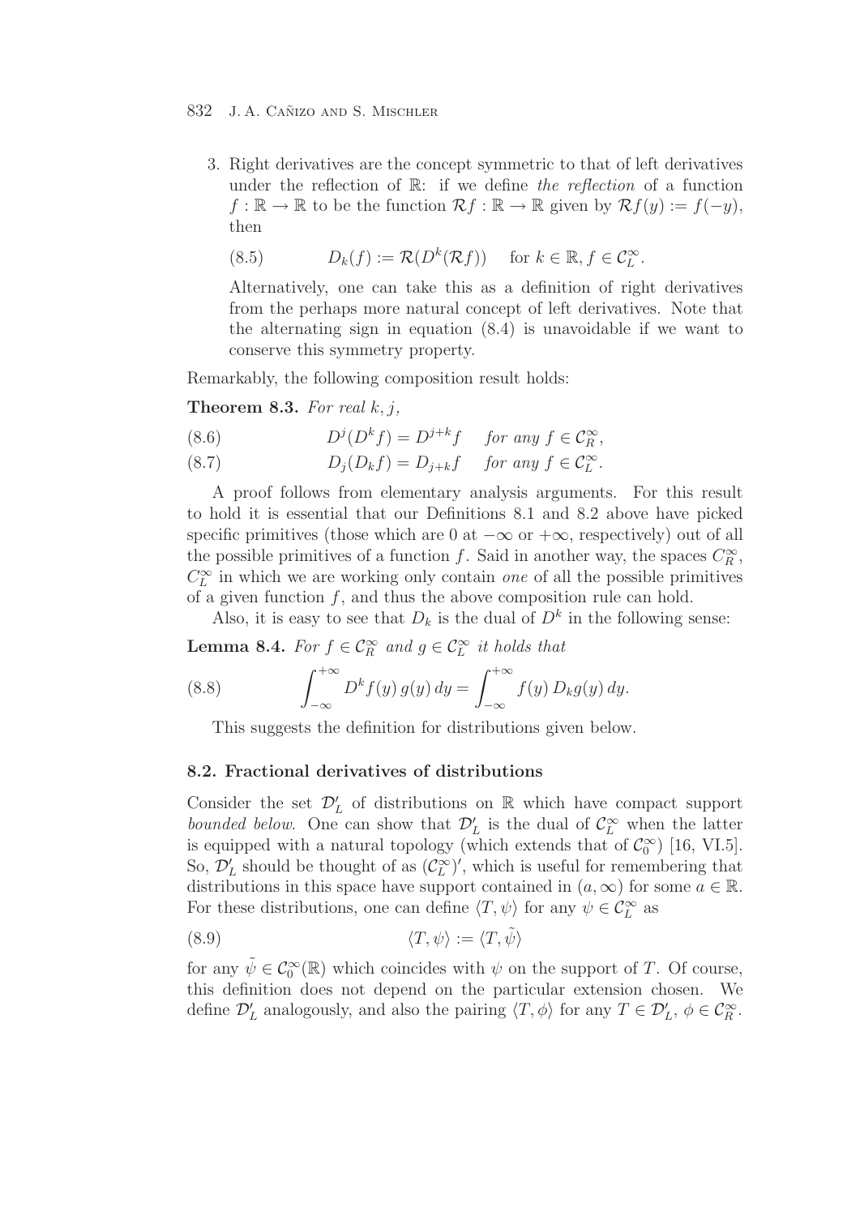3. Right derivatives are the concept symmetric to that of left derivatives under the reflection of $\mathbb{R}$: if we define *the reflection* of a function $f : \mathbb{R} \to \mathbb{R}$ to be the function $\mathcal{R}f : \mathbb{R} \to \mathbb{R}$ given by $\mathcal{R}f(y) := f(-y)$, then

$$D_k(f) := \mathcal{R}(D^k(\mathcal{R}f)) \quad \text{for } k \in \mathbb{R}, f \in \mathcal{C}_L^\infty. \tag{8.5}$$

Alternatively, one can take this as a definition of right derivatives from the perhaps more natural concept of left derivatives. Note that the alternating sign in equation (8.4) is unavoidable if we want to conserve this symmetry property.

Remarkably, the following composition result holds:

**Theorem 8.3.** *For real $k, j$,*

$$D^j(D^k f) = D^{j+k} f \quad \text{for any } f \in \mathcal{C}_R^\infty, \tag{8.6}$$

$$D_j(D_k f) = D_{j+k} f \quad \text{for any } f \in \mathcal{C}_L^\infty. \tag{8.7}$$

A proof follows from elementary analysis arguments. For this result to hold it is essential that our Definitions 8.1 and 8.2 above have picked specific primitives (those which are 0 at $-\infty$ or $+\infty$, respectively) out of all the possible primitives of a function $f$. Said in another way, the spaces $C_R^\infty$, $C_L^\infty$ in which we are working only contain *one* of all the possible primitives of a given function $f$, and thus the above composition rule can hold.

Also, it is easy to see that $D_k$ is the dual of $D^k$ in the following sense:

**Lemma 8.4.** *For $f \in \mathcal{C}_R^\infty$ and $g \in \mathcal{C}_L^\infty$ it holds that*

$$\int_{-\infty}^{+\infty} D^k f(y)\, g(y)\, dy = \int_{-\infty}^{+\infty} f(y)\, D_k g(y)\, dy. \tag{8.8}$$

This suggests the definition for distributions given below.

### 8.2. Fractional derivatives of distributions

Consider the set $\mathcal{D}'_L$ of distributions on $\mathbb{R}$ which have compact support *bounded below*. One can show that $\mathcal{D}'_L$ is the dual of $\mathcal{C}_L^\infty$ when the latter is equipped with a natural topology (which extends that of $\mathcal{C}_0^\infty$) [16, VI.5]. So, $\mathcal{D}'_L$ should be thought of as $(\mathcal{C}_L^\infty)'$, which is useful for remembering that distributions in this space have support contained in $(a, \infty)$ for some $a \in \mathbb{R}$. For these distributions, one can define $\langle T, \psi \rangle$ for any $\psi \in \mathcal{C}_L^\infty$ as

$$\langle T, \psi \rangle := \langle T, \tilde{\psi} \rangle \tag{8.9}$$

for any $\tilde{\psi} \in \mathcal{C}_0^\infty(\mathbb{R})$ which coincides with $\psi$ on the support of $T$. Of course, this definition does not depend on the particular extension chosen. We define $\mathcal{D}'_L$ analogously, and also the pairing $\langle T, \phi \rangle$ for any $T \in \mathcal{D}'_L$, $\phi \in \mathcal{C}_R^\infty$.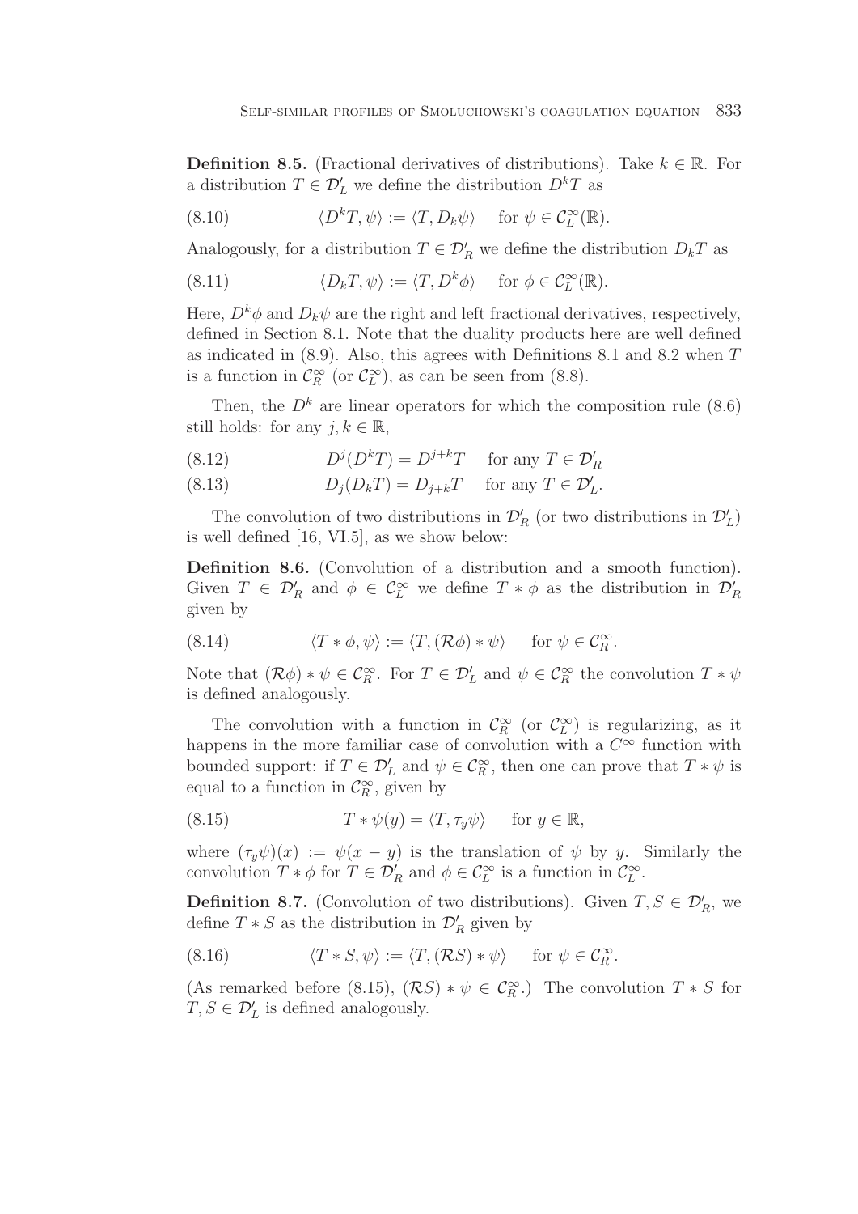**Definition 8.5.** (Fractional derivatives of distributions). Take $k \in \mathbb{R}$. For a distribution $T \in \mathcal{D}'_L$ we define the distribution $D^k T$ as

$$\langle D^k T, \psi \rangle := \langle T, D_k \psi \rangle \quad \text{for } \psi \in \mathcal{C}^\infty_L(\mathbb{R}). \tag{8.10}$$

Analogously, for a distribution $T \in \mathcal{D}'_R$ we define the distribution $D_k T$ as

$$\langle D_k T, \psi \rangle := \langle T, D^k \phi \rangle \quad \text{for } \phi \in \mathcal{C}^\infty_L(\mathbb{R}). \tag{8.11}$$

Here, $D^k \phi$ and $D_k \psi$ are the right and left fractional derivatives, respectively, defined in Section 8.1. Note that the duality products here are well defined as indicated in (8.9). Also, this agrees with Definitions 8.1 and 8.2 when $T$ is a function in $\mathcal{C}^\infty_R$ (or $\mathcal{C}^\infty_L$), as can be seen from (8.8).

Then, the $D^k$ are linear operators for which the composition rule (8.6) still holds: for any $j, k \in \mathbb{R}$,

$$D^j(D^k T) = D^{j+k} T \quad \text{for any } T \in \mathcal{D}'_R \tag{8.12}$$

$$D_j(D_k T) = D_{j+k} T \quad \text{for any } T \in \mathcal{D}'_L. \tag{8.13}$$

The convolution of two distributions in $\mathcal{D}'_R$ (or two distributions in $\mathcal{D}'_L$) is well defined [16, VI.5], as we show below:

**Definition 8.6.** (Convolution of a distribution and a smooth function). Given $T \in \mathcal{D}'_R$ and $\phi \in \mathcal{C}^\infty_L$ we define $T * \phi$ as the distribution in $\mathcal{D}'_R$ given by

$$\langle T * \phi, \psi \rangle := \langle T, (\mathcal{R}\phi) * \psi \rangle \quad \text{for } \psi \in \mathcal{C}^\infty_R. \tag{8.14}$$

Note that $(\mathcal{R}\phi) * \psi \in \mathcal{C}^\infty_R$. For $T \in \mathcal{D}'_L$ and $\psi \in \mathcal{C}^\infty_R$ the convolution $T * \psi$ is defined analogously.

The convolution with a function in $\mathcal{C}^\infty_R$ (or $\mathcal{C}^\infty_L$) is regularizing, as it happens in the more familiar case of convolution with a $C^\infty$ function with bounded support: if $T \in \mathcal{D}'_L$ and $\psi \in \mathcal{C}^\infty_R$, then one can prove that $T * \psi$ is equal to a function in $\mathcal{C}^\infty_R$, given by

$$T * \psi(y) = \langle T, \tau_y \psi \rangle \quad \text{for } y \in \mathbb{R}, \tag{8.15}$$

where $(\tau_y \psi)(x) := \psi(x - y)$ is the translation of $\psi$ by $y$. Similarly the convolution $T * \phi$ for $T \in \mathcal{D}'_R$ and $\phi \in \mathcal{C}^\infty_L$ is a function in $\mathcal{C}^\infty_L$.

**Definition 8.7.** (Convolution of two distributions). Given $T, S \in \mathcal{D}'_R$, we define $T * S$ as the distribution in $\mathcal{D}'_R$ given by

$$\langle T * S, \psi \rangle := \langle T, (\mathcal{R}S) * \psi \rangle \quad \text{for } \psi \in \mathcal{C}^\infty_R. \tag{8.16}$$

(As remarked before (8.15), $(\mathcal{R}S) * \psi \in \mathcal{C}^\infty_R$.) The convolution $T * S$ for $T, S \in \mathcal{D}'_L$ is defined analogously.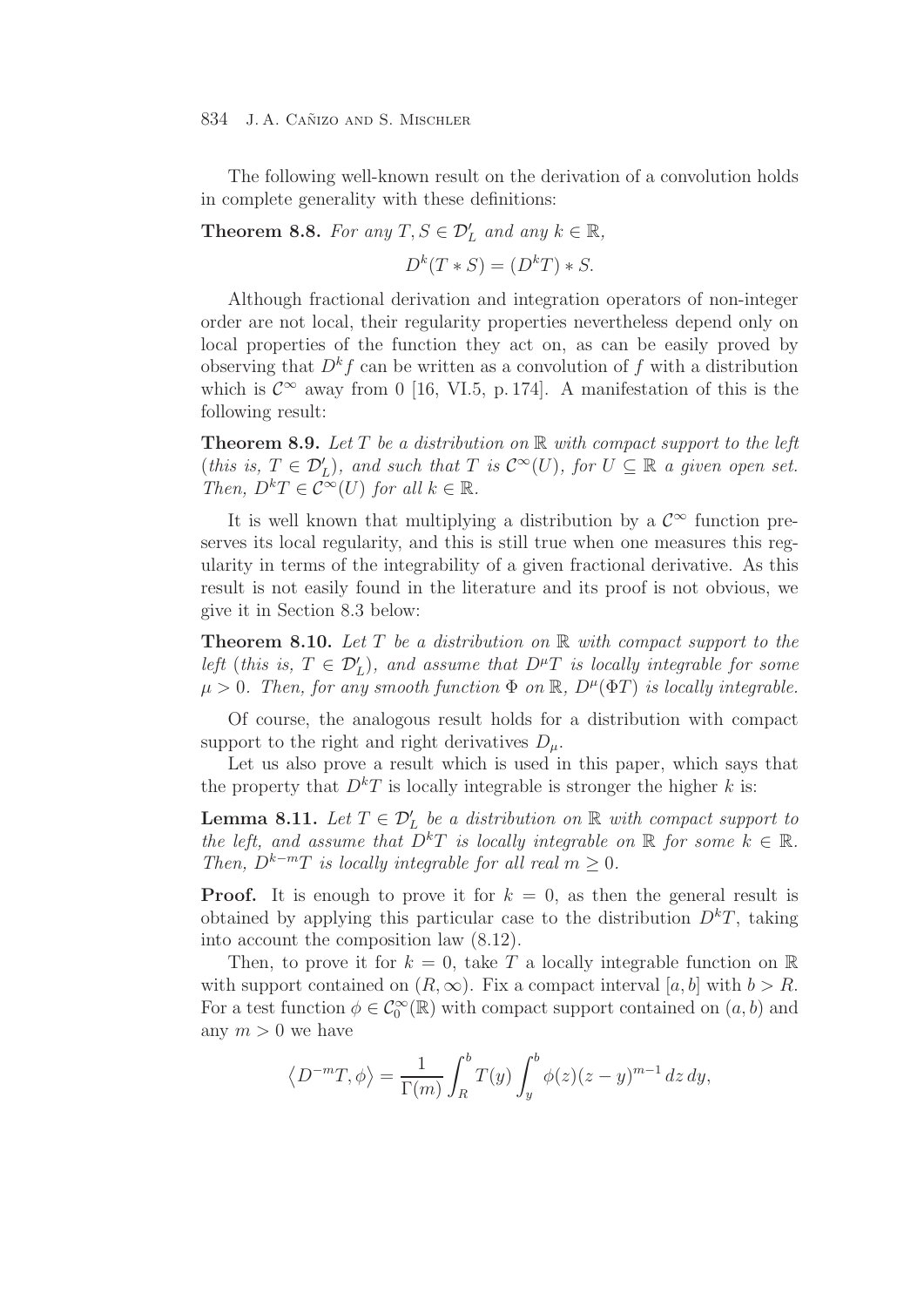The following well-known result on the derivation of a convolution holds in complete generality with these definitions:

**Theorem 8.8.** *For any $T, S \in \mathcal{D}'_L$ and any $k \in \mathbb{R}$,*

$$D^k(T * S) = (D^k T) * S.$$

Although fractional derivation and integration operators of non-integer order are not local, their regularity properties nevertheless depend only on local properties of the function they act on, as can be easily proved by observing that $D^k f$ can be written as a convolution of $f$ with a distribution which is $\mathcal{C}^\infty$ away from 0 [16, VI.5, p. 174]. A manifestation of this is the following result:

**Theorem 8.9.** *Let $T$ be a distribution on $\mathbb{R}$ with compact support to the left (this is, $T \in \mathcal{D}'_L$), and such that $T$ is $\mathcal{C}^\infty(U)$, for $U \subseteq \mathbb{R}$ a given open set. Then, $D^k T \in \mathcal{C}^\infty(U)$ for all $k \in \mathbb{R}$.*

It is well known that multiplying a distribution by a $\mathcal{C}^\infty$ function preserves its local regularity, and this is still true when one measures this regularity in terms of the integrability of a given fractional derivative. As this result is not easily found in the literature and its proof is not obvious, we give it in Section 8.3 below:

**Theorem 8.10.** *Let $T$ be a distribution on $\mathbb{R}$ with compact support to the left (this is, $T \in \mathcal{D}'_L$), and assume that $D^\mu T$ is locally integrable for some $\mu > 0$. Then, for any smooth function $\Phi$ on $\mathbb{R}$, $D^\mu(\Phi T)$ is locally integrable.*

Of course, the analogous result holds for a distribution with compact support to the right and right derivatives $D_\mu$.

Let us also prove a result which is used in this paper, which says that the property that $D^k T$ is locally integrable is stronger the higher $k$ is:

**Lemma 8.11.** *Let $T \in \mathcal{D}'_L$ be a distribution on $\mathbb{R}$ with compact support to the left, and assume that $D^k T$ is locally integrable on $\mathbb{R}$ for some $k \in \mathbb{R}$. Then, $D^{k-m} T$ is locally integrable for all real $m \geq 0$.*

**Proof.** It is enough to prove it for $k = 0$, as then the general result is obtained by applying this particular case to the distribution $D^k T$, taking into account the composition law (8.12).

Then, to prove it for $k = 0$, take $T$ a locally integrable function on $\mathbb{R}$ with support contained on $(R, \infty)$. Fix a compact interval $[a, b]$ with $b > R$. For a test function $\phi \in \mathcal{C}_0^\infty(\mathbb{R})$ with compact support contained on $(a, b)$ and any $m > 0$ we have

$$\left\langle D^{-m} T, \phi \right\rangle = \frac{1}{\Gamma(m)} \int_R^b T(y) \int_y^b \phi(z)(z - y)^{m-1} \, dz \, dy,$$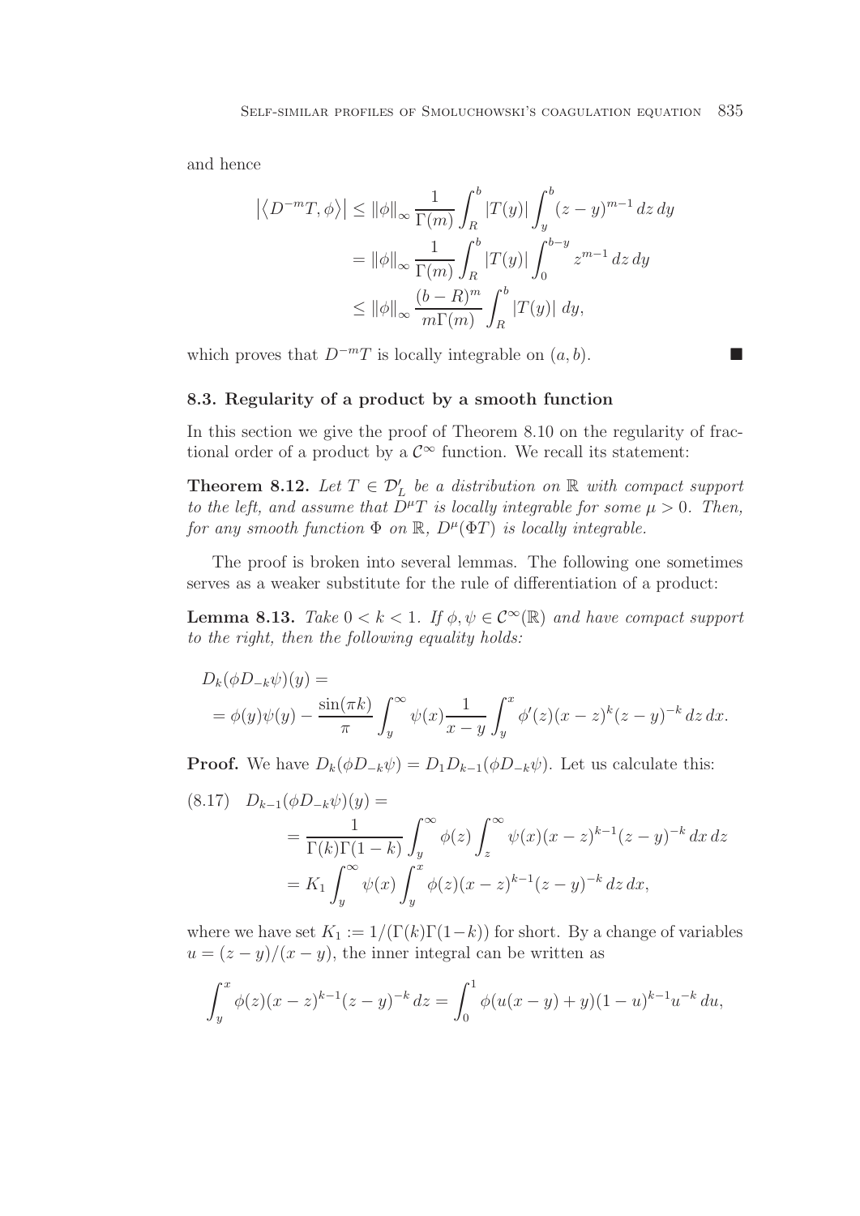and hence

$$
\begin{aligned}
\left|\left\langle D^{-m}T, \phi\right\rangle\right| &\leq \|\phi\|_\infty \frac{1}{\Gamma(m)} \int_R^b |T(y)| \int_y^b (z-y)^{m-1}\, dz\, dy \\
&= \|\phi\|_\infty \frac{1}{\Gamma(m)} \int_R^b |T(y)| \int_0^{b-y} z^{m-1}\, dz\, dy \\
&\leq \|\phi\|_\infty \frac{(b-R)^m}{m\Gamma(m)} \int_R^b |T(y)|\, dy,
\end{aligned}
$$

which proves that $D^{-m}T$ is locally integrable on $(a,b)$. ■

### 8.3. Regularity of a product by a smooth function

In this section we give the proof of Theorem 8.10 on the regularity of fractional order of a product by a $\mathcal{C}^\infty$ function. We recall its statement:

**Theorem 8.12.** *Let $T \in \mathcal{D}'_L$ be a distribution on $\mathbb{R}$ with compact support to the left, and assume that $D^\mu T$ is locally integrable for some $\mu > 0$. Then, for any smooth function $\Phi$ on $\mathbb{R}$, $D^\mu(\Phi T)$ is locally integrable.*

The proof is broken into several lemmas. The following one sometimes serves as a weaker substitute for the rule of differentiation of a product:

**Lemma 8.13.** *Take $0 < k < 1$. If $\phi, \psi \in \mathcal{C}^\infty(\mathbb{R})$ and have compact support to the right, then the following equality holds:*

$$
\begin{aligned}
&D_k(\phi D_{-k}\psi)(y) = \\
&= \phi(y)\psi(y) - \frac{\sin(\pi k)}{\pi} \int_y^\infty \psi(x) \frac{1}{x-y} \int_y^x \phi'(z)(x-z)^k (z-y)^{-k}\, dz\, dx.
\end{aligned}
$$

**Proof.** We have $D_k(\phi D_{-k}\psi) = D_1 D_{k-1}(\phi D_{-k}\psi)$. Let us calculate this:

$$
\begin{aligned}
(8.17)\quad &D_{k-1}(\phi D_{-k}\psi)(y) = \\
&\qquad = \frac{1}{\Gamma(k)\Gamma(1-k)} \int_y^\infty \phi(z) \int_z^\infty \psi(x)(x-z)^{k-1}(z-y)^{-k}\, dx\, dz \\
&\qquad = K_1 \int_y^\infty \psi(x) \int_y^x \phi(z)(x-z)^{k-1}(z-y)^{-k}\, dz\, dx,
\end{aligned}
$$

where we have set $K_1 := 1/(\Gamma(k)\Gamma(1-k))$ for short. By a change of variables $u = (z-y)/(x-y)$, the inner integral can be written as

$$
\int_y^x \phi(z)(x-z)^{k-1}(z-y)^{-k}\, dz = \int_0^1 \phi(u(x-y)+y)(1-u)^{k-1}u^{-k}\, du,
$$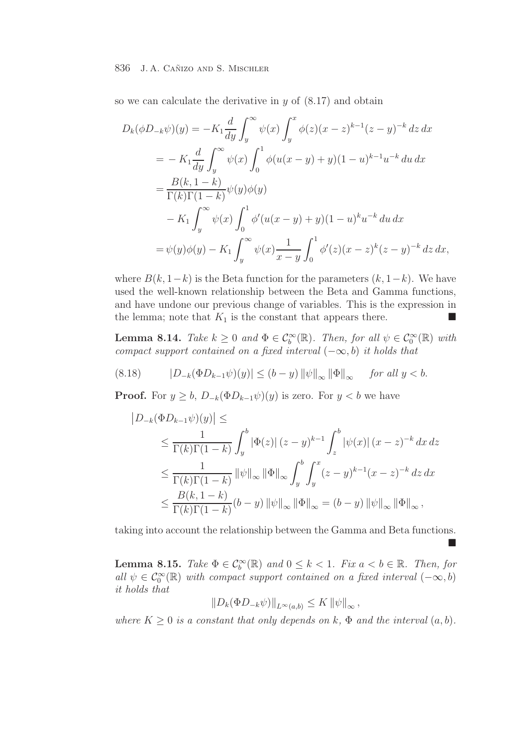so we can calculate the derivative in $y$ of (8.17) and obtain

$$
\begin{aligned}
D_k(\phi D_{-k}\psi)(y) &= -K_1 \frac{d}{dy}\int_y^\infty \psi(x)\int_y^x \phi(z)(x-z)^{k-1}(z-y)^{-k}\,dz\,dx \\
&= -K_1 \frac{d}{dy}\int_y^\infty \psi(x)\int_0^1 \phi(u(x-y)+y)(1-u)^{k-1}u^{-k}\,du\,dx \\
&= \frac{B(k,1-k)}{\Gamma(k)\Gamma(1-k)}\psi(y)\phi(y) \\
&\quad - K_1 \int_y^\infty \psi(x)\int_0^1 \phi'(u(x-y)+y)(1-u)^{k}u^{-k}\,du\,dx \\
&= \psi(y)\phi(y) - K_1\int_y^\infty \psi(x)\frac{1}{x-y}\int_0^1 \phi'(z)(x-z)^k(z-y)^{-k}\,dz\,dx,
\end{aligned}
$$

where $B(k,1-k)$ is the Beta function for the parameters $(k,1-k)$. We have used the well-known relationship between the Beta and Gamma functions, and have undone our previous change of variables. This is the expression in the lemma; note that $K_1$ is the constant that appears there. ■

**Lemma 8.14.** *Take $k \geq 0$ and $\Phi \in \mathcal{C}_b^\infty(\mathbb{R})$. Then, for all $\psi \in \mathcal{C}_0^\infty(\mathbb{R})$ with compact support contained on a fixed interval $(-\infty, b)$ it holds that*

$$
|D_{-k}(\Phi D_{k-1}\psi)(y)| \leq (b-y)\,\|\psi\|_\infty \|\Phi\|_\infty \quad \text{for all } y < b. \tag{8.18}
$$

**Proof.** For $y \geq b$, $D_{-k}(\Phi D_{k-1}\psi)(y)$ is zero. For $y < b$ we have

$$
\begin{aligned}
&\left|D_{-k}(\Phi D_{k-1}\psi)(y)\right| \leq \\
&\quad \leq \frac{1}{\Gamma(k)\Gamma(1-k)}\int_y^b |\Phi(z)|\,(z-y)^{k-1}\int_z^b |\psi(x)|\,(x-z)^{-k}\,dx\,dz \\
&\quad \leq \frac{1}{\Gamma(k)\Gamma(1-k)}\|\psi\|_\infty \|\Phi\|_\infty \int_y^b\int_y^x (z-y)^{k-1}(x-z)^{-k}\,dz\,dx \\
&\quad \leq \frac{B(k,1-k)}{\Gamma(k)\Gamma(1-k)}(b-y)\,\|\psi\|_\infty\|\Phi\|_\infty = (b-y)\,\|\psi\|_\infty \|\Phi\|_\infty,
\end{aligned}
$$

taking into account the relationship between the Gamma and Beta functions. ■

**Lemma 8.15.** *Take $\Phi \in \mathcal{C}_b^\infty(\mathbb{R})$ and $0 \leq k < 1$. Fix $a < b \in \mathbb{R}$. Then, for all $\psi \in \mathcal{C}_0^\infty(\mathbb{R})$ with compact support contained on a fixed interval $(-\infty, b)$ it holds that*

$$
\|D_k(\Phi D_{-k}\psi)\|_{L^\infty(a,b)} \leq K\,\|\psi\|_\infty,
$$

*where $K \geq 0$ is a constant that only depends on $k$, $\Phi$ and the interval $(a,b)$.*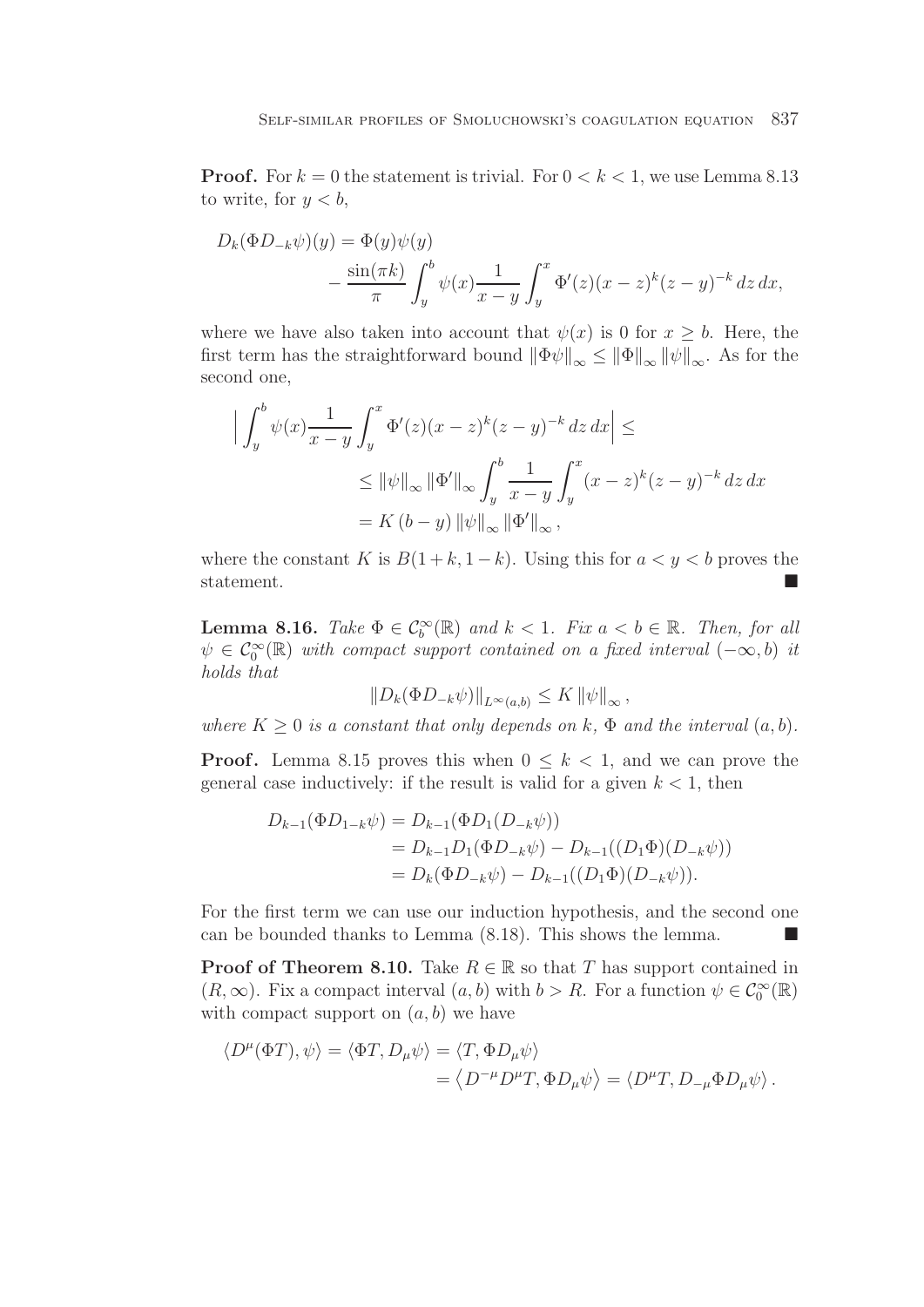**Proof.** For $k = 0$ the statement is trivial. For $0 < k < 1$, we use Lemma 8.13 to write, for $y < b$,

$$
\begin{aligned}
D_k(\Phi D_{-k}\psi)(y) &= \Phi(y)\psi(y) \\
&\quad - \frac{\sin(\pi k)}{\pi} \int_y^b \psi(x) \frac{1}{x-y} \int_y^x \Phi'(z)(x-z)^k (z-y)^{-k} \, dz \, dx,
\end{aligned}
$$

where we have also taken into account that $\psi(x)$ is 0 for $x \geq b$. Here, the first term has the straightforward bound $\|\Phi\psi\|_\infty \leq \|\Phi\|_\infty \|\psi\|_\infty$. As for the second one,

$$
\begin{aligned}
\Big| \int_y^b \psi(x) \frac{1}{x-y} \int_y^x \Phi'(z)(x-z)^k (z-y)^{-k} \, dz \, dx \Big| &\leq \\
&\leq \|\psi\|_\infty \|\Phi'\|_\infty \int_y^b \frac{1}{x-y} \int_y^x (x-z)^k (z-y)^{-k} \, dz \, dx \\
&= K \, (b-y) \, \|\psi\|_\infty \|\Phi'\|_\infty ,
\end{aligned}
$$

where the constant $K$ is $B(1+k, 1-k)$. Using this for $a < y < b$ proves the statement. ■

**Lemma 8.16.** *Take $\Phi \in \mathcal{C}_b^\infty(\mathbb{R})$ and $k < 1$. Fix $a < b \in \mathbb{R}$. Then, for all $\psi \in \mathcal{C}_0^\infty(\mathbb{R})$ with compact support contained on a fixed interval $(-\infty, b)$ it holds that*

$$
\|D_k(\Phi D_{-k}\psi)\|_{L^\infty(a,b)} \leq K \|\psi\|_\infty ,
$$

*where $K \geq 0$ is a constant that only depends on $k$, $\Phi$ and the interval $(a, b)$.*

**Proof.** Lemma 8.15 proves this when $0 \leq k < 1$, and we can prove the general case inductively: if the result is valid for a given $k < 1$, then

$$
\begin{aligned}
D_{k-1}(\Phi D_{1-k}\psi) &= D_{k-1}(\Phi D_1(D_{-k}\psi)) \\
&= D_{k-1}D_1(\Phi D_{-k}\psi) - D_{k-1}((D_1\Phi)(D_{-k}\psi)) \\
&= D_k(\Phi D_{-k}\psi) - D_{k-1}((D_1\Phi)(D_{-k}\psi)).
\end{aligned}
$$

For the first term we can use our induction hypothesis, and the second one can be bounded thanks to Lemma (8.18). This shows the lemma. ■

**Proof of Theorem 8.10.** Take $R \in \mathbb{R}$ so that $T$ has support contained in $(R, \infty)$. Fix a compact interval $(a, b)$ with $b > R$. For a function $\psi \in \mathcal{C}_0^\infty(\mathbb{R})$ with compact support on $(a, b)$ we have

$$
\begin{aligned}
\langle D^\mu(\Phi T), \psi \rangle = \langle \Phi T, D_\mu \psi \rangle &= \langle T, \Phi D_\mu \psi \rangle \\
&= \left\langle D^{-\mu} D^\mu T, \Phi D_\mu \psi \right\rangle = \langle D^\mu T, D_{-\mu} \Phi D_\mu \psi \rangle .
\end{aligned}
$$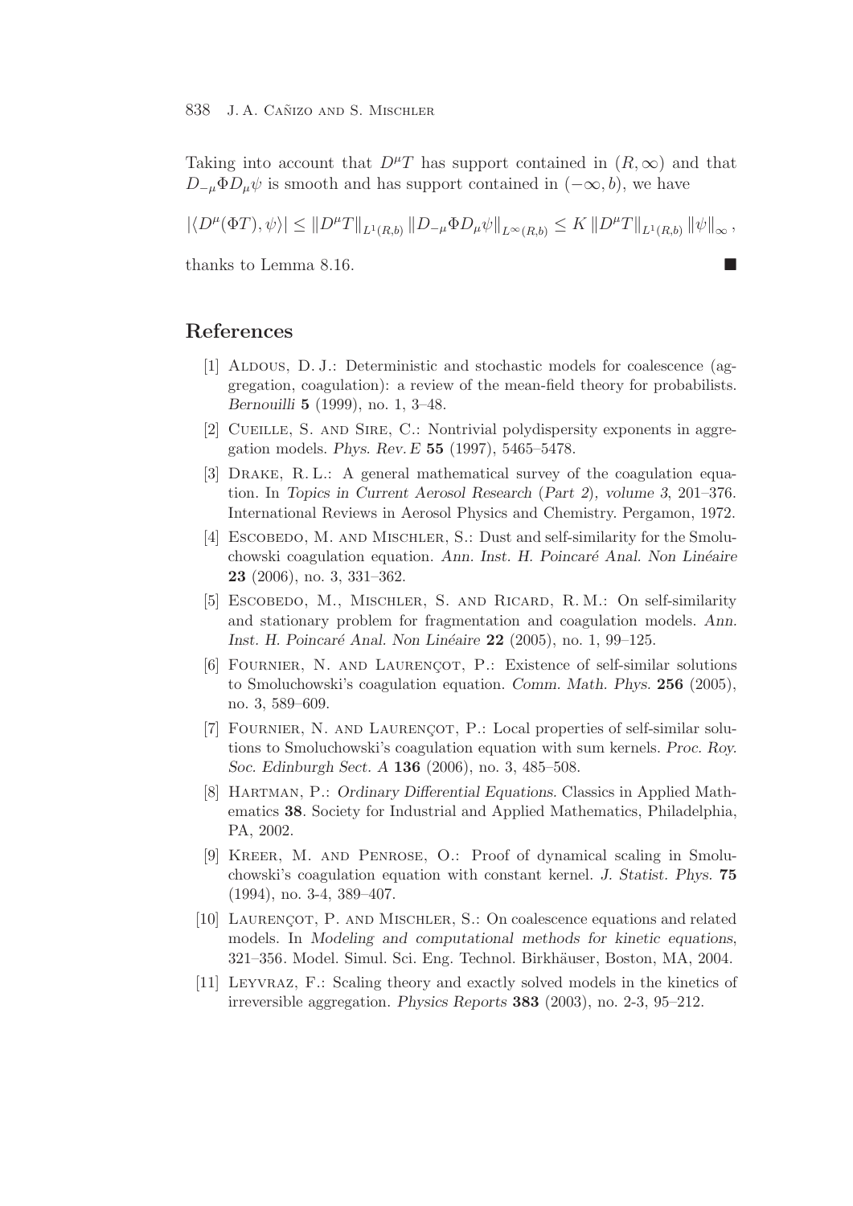Taking into account that $D^\mu T$ has support contained in $(R, \infty)$ and that $D_{-\mu} \Phi D_\mu \psi$ is smooth and has support contained in $(-\infty, b)$, we have

$$|\langle D^\mu(\Phi T), \psi \rangle| \leq \|D^\mu T\|_{L^1(R,b)} \|D_{-\mu} \Phi D_\mu \psi\|_{L^\infty(R,b)} \leq K \|D^\mu T\|_{L^1(R,b)} \|\psi\|_\infty ,$$

thanks to Lemma 8.16. ■

## References

[1] Aldous, D. J.: Deterministic and stochastic models for coalescence (aggregation, coagulation): a review of the mean-field theory for probabilists. *Bernouilli* **5** (1999), no. 1, 3–48.

[2] Cueille, S. and Sire, C.: Nontrivial polydispersity exponents in aggregation models. *Phys. Rev. E* **55** (1997), 5465–5478.

[3] Drake, R. L.: A general mathematical survey of the coagulation equation. In *Topics in Current Aerosol Research (Part 2), volume 3*, 201–376. International Reviews in Aerosol Physics and Chemistry. Pergamon, 1972.

[4] Escobedo, M. and Mischler, S.: Dust and self-similarity for the Smoluchowski coagulation equation. *Ann. Inst. H. Poincaré Anal. Non Linéaire* **23** (2006), no. 3, 331–362.

[5] Escobedo, M., Mischler, S. and Ricard, R. M.: On self-similarity and stationary problem for fragmentation and coagulation models. *Ann. Inst. H. Poincaré Anal. Non Linéaire* **22** (2005), no. 1, 99–125.

[6] Fournier, N. and Laurençot, P.: Existence of self-similar solutions to Smoluchowski's coagulation equation. *Comm. Math. Phys.* **256** (2005), no. 3, 589–609.

[7] Fournier, N. and Laurençot, P.: Local properties of self-similar solutions to Smoluchowski's coagulation equation with sum kernels. *Proc. Roy. Soc. Edinburgh Sect. A* **136** (2006), no. 3, 485–508.

[8] Hartman, P.: *Ordinary Differential Equations*. Classics in Applied Mathematics **38**. Society for Industrial and Applied Mathematics, Philadelphia, PA, 2002.

[9] Kreer, M. and Penrose, O.: Proof of dynamical scaling in Smoluchowski's coagulation equation with constant kernel. *J. Statist. Phys.* **75** (1994), no. 3-4, 389–407.

[10] Laurençot, P. and Mischler, S.: On coalescence equations and related models. In *Modeling and computational methods for kinetic equations*, 321–356. Model. Simul. Sci. Eng. Technol. Birkhäuser, Boston, MA, 2004.

[11] Leyvraz, F.: Scaling theory and exactly solved models in the kinetics of irreversible aggregation. *Physics Reports* **383** (2003), no. 2-3, 95–212.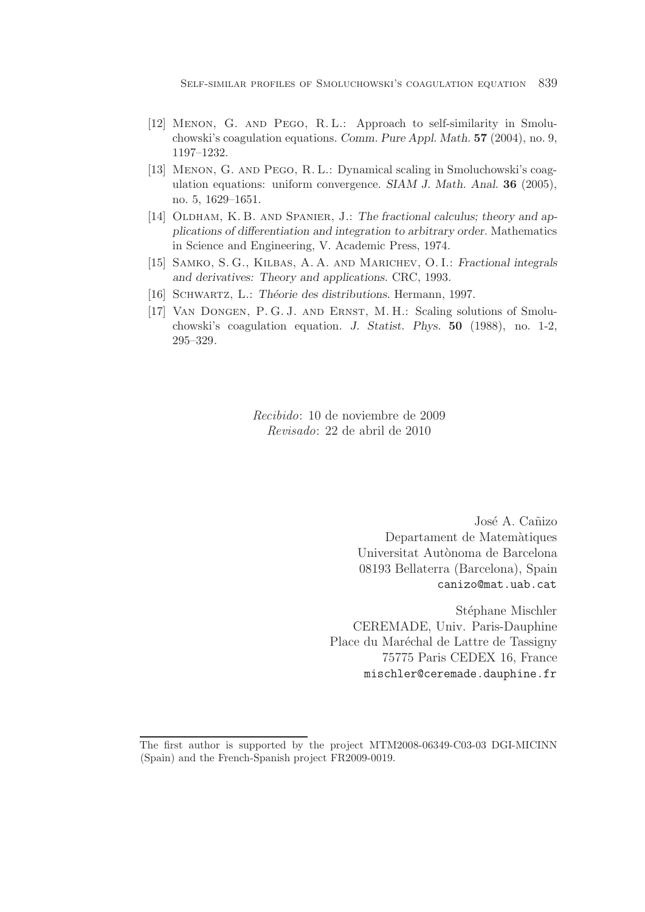[12] Menon, G. and Pego, R. L.: Approach to self-similarity in Smoluchowski's coagulation equations. *Comm. Pure Appl. Math.* **57** (2004), no. 9, 1197–1232.

[13] Menon, G. and Pego, R. L.: Dynamical scaling in Smoluchowski's coagulation equations: uniform convergence. *SIAM J. Math. Anal.* **36** (2005), no. 5, 1629–1651.

[14] Oldham, K. B. and Spanier, J.: *The fractional calculus; theory and applications of differentiation and integration to arbitrary order.* Mathematics in Science and Engineering, V. Academic Press, 1974.

[15] Samko, S. G., Kilbas, A. A. and Marichev, O. I.: *Fractional integrals and derivatives: Theory and applications*. CRC, 1993.

[16] Schwartz, L.: *Théorie des distributions*. Hermann, 1997.

[17] Van Dongen, P. G. J. and Ernst, M. H.: Scaling solutions of Smoluchowski's coagulation equation. *J. Statist. Phys.* **50** (1988), no. 1-2, 295–329.

*Recibido*: 10 de noviembre de 2009
*Revisado*: 22 de abril de 2010

José A. Cañizo
Departament de Matemàtiques
Universitat Autònoma de Barcelona
08193 Bellaterra (Barcelona), Spain
canizo@mat.uab.cat

Stéphane Mischler
CEREMADE, Univ. Paris-Dauphine
Place du Maréchal de Lattre de Tassigny
75775 Paris CEDEX 16, France
mischler@ceremade.dauphine.fr

The first author is supported by the project MTM2008-06349-C03-03 DGI-MICINN (Spain) and the French-Spanish project FR2009-0019.